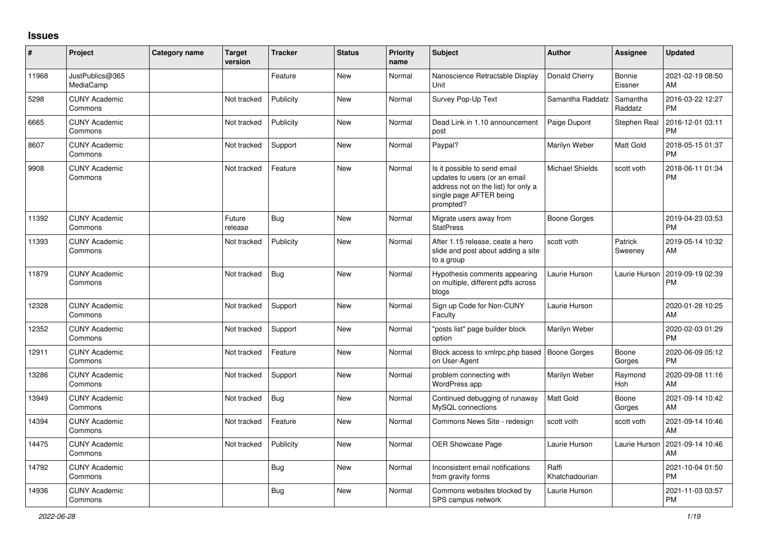## Issues

| # | Project | Category name | Target version | Tracker | Status | Priority name | Subject | Author | Assignee | Updated |
|---|---|---|---|---|---|---|---|---|---|---|
| 11968 | JustPublics@365 MediaCamp | | | Feature | New | Normal | Nanoscience Retractable Display Unit | Donald Cherry | Bonnie Eissner | 2021-02-19 08:50 AM |
| 5298 | CUNY Academic Commons | | Not tracked | Publicity | New | Normal | Survey Pop-Up Text | Samantha Raddatz | Samantha Raddatz | 2016-03-22 12:27 PM |
| 6665 | CUNY Academic Commons | | Not tracked | Publicity | New | Normal | Dead Link in 1.10 announcement post | Paige Dupont | Stephen Real | 2016-12-01 03:11 PM |
| 8607 | CUNY Academic Commons | | Not tracked | Support | New | Normal | Paypal? | Marilyn Weber | Matt Gold | 2018-05-15 01:37 PM |
| 9908 | CUNY Academic Commons | | Not tracked | Feature | New | Normal | Is it possible to send email updates to users (or an email address not on the list) for only a single page AFTER being prompted? | Michael Shields | scott voth | 2018-06-11 01:34 PM |
| 11392 | CUNY Academic Commons | | Future release | Bug | New | Normal | Migrate users away from StatPress | Boone Gorges | | 2019-04-23 03:53 PM |
| 11393 | CUNY Academic Commons | | Not tracked | Publicity | New | Normal | After 1.15 release, ceate a hero slide and post about adding a site to a group | scott voth | Patrick Sweeney | 2019-05-14 10:32 AM |
| 11879 | CUNY Academic Commons | | Not tracked | Bug | New | Normal | Hypothesis comments appearing on multiple, different pdfs across blogs | Laurie Hurson | Laurie Hurson | 2019-09-19 02:39 PM |
| 12328 | CUNY Academic Commons | | Not tracked | Support | New | Normal | Sign up Code for Non-CUNY Faculty | Laurie Hurson | | 2020-01-28 10:25 AM |
| 12352 | CUNY Academic Commons | | Not tracked | Support | New | Normal | "posts list" page builder block option | Marilyn Weber | | 2020-02-03 01:29 PM |
| 12911 | CUNY Academic Commons | | Not tracked | Feature | New | Normal | Block access to xmlrpc.php based on User-Agent | Boone Gorges | Boone Gorges | 2020-06-09 05:12 PM |
| 13286 | CUNY Academic Commons | | Not tracked | Support | New | Normal | problem connecting with WordPress app | Marilyn Weber | Raymond Hoh | 2020-09-08 11:16 AM |
| 13949 | CUNY Academic Commons | | Not tracked | Bug | New | Normal | Continued debugging of runaway MySQL connections | Matt Gold | Boone Gorges | 2021-09-14 10:42 AM |
| 14394 | CUNY Academic Commons | | Not tracked | Feature | New | Normal | Commons News Site - redesign | scott voth | scott voth | 2021-09-14 10:46 AM |
| 14475 | CUNY Academic Commons | | Not tracked | Publicity | New | Normal | OER Showcase Page | Laurie Hurson | Laurie Hurson | 2021-09-14 10:46 AM |
| 14792 | CUNY Academic Commons | | | Bug | New | Normal | Inconsistent email notifications from gravity forms | Raffi Khatchadourian | | 2021-10-04 01:50 PM |
| 14936 | CUNY Academic Commons | | | Bug | New | Normal | Commons websites blocked by SPS campus network | Laurie Hurson | | 2021-11-03 03:57 PM |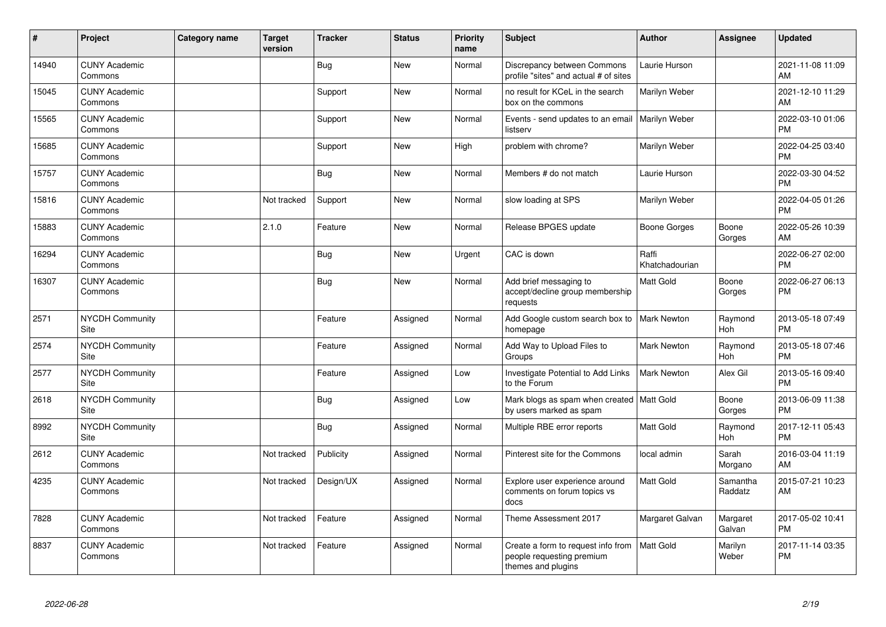| # | Project | Category name | Target version | Tracker | Status | Priority name | Subject | Author | Assignee | Updated |
|---|---|---|---|---|---|---|---|---|---|---|
| 14940 | CUNY Academic Commons | | | Bug | New | Normal | Discrepancy between Commons profile "sites" and actual # of sites | Laurie Hurson | | 2021-11-08 11:09 AM |
| 15045 | CUNY Academic Commons | | | Support | New | Normal | no result for KCeL in the search box on the commons | Marilyn Weber | | 2021-12-10 11:29 AM |
| 15565 | CUNY Academic Commons | | | Support | New | Normal | Events - send updates to an email listserv | Marilyn Weber | | 2022-03-10 01:06 PM |
| 15685 | CUNY Academic Commons | | | Support | New | High | problem with chrome? | Marilyn Weber | | 2022-04-25 03:40 PM |
| 15757 | CUNY Academic Commons | | | Bug | New | Normal | Members # do not match | Laurie Hurson | | 2022-03-30 04:52 PM |
| 15816 | CUNY Academic Commons | | Not tracked | Support | New | Normal | slow loading at SPS | Marilyn Weber | | 2022-04-05 01:26 PM |
| 15883 | CUNY Academic Commons | | 2.1.0 | Feature | New | Normal | Release BPGES update | Boone Gorges | Boone Gorges | 2022-05-26 10:39 AM |
| 16294 | CUNY Academic Commons | | | Bug | New | Urgent | CAC is down | Raffi Khatchadourian | | 2022-06-27 02:00 PM |
| 16307 | CUNY Academic Commons | | | Bug | New | Normal | Add brief messaging to accept/decline group membership requests | Matt Gold | Boone Gorges | 2022-06-27 06:13 PM |
| 2571 | NYCDH Community Site | | | Feature | Assigned | Normal | Add Google custom search box to homepage | Mark Newton | Raymond Hoh | 2013-05-18 07:49 PM |
| 2574 | NYCDH Community Site | | | Feature | Assigned | Normal | Add Way to Upload Files to Groups | Mark Newton | Raymond Hoh | 2013-05-18 07:46 PM |
| 2577 | NYCDH Community Site | | | Feature | Assigned | Low | Investigate Potential to Add Links to the Forum | Mark Newton | Alex Gil | 2013-05-16 09:40 PM |
| 2618 | NYCDH Community Site | | | Bug | Assigned | Low | Mark blogs as spam when created by users marked as spam | Matt Gold | Boone Gorges | 2013-06-09 11:38 PM |
| 8992 | NYCDH Community Site | | | Bug | Assigned | Normal | Multiple RBE error reports | Matt Gold | Raymond Hoh | 2017-12-11 05:43 PM |
| 2612 | CUNY Academic Commons | | Not tracked | Publicity | Assigned | Normal | Pinterest site for the Commons | local admin | Sarah Morgano | 2016-03-04 11:19 AM |
| 4235 | CUNY Academic Commons | | Not tracked | Design/UX | Assigned | Normal | Explore user experience around comments on forum topics vs docs | Matt Gold | Samantha Raddatz | 2015-07-21 10:23 AM |
| 7828 | CUNY Academic Commons | | Not tracked | Feature | Assigned | Normal | Theme Assessment 2017 | Margaret Galvan | Margaret Galvan | 2017-05-02 10:41 PM |
| 8837 | CUNY Academic Commons | | Not tracked | Feature | Assigned | Normal | Create a form to request info from people requesting premium themes and plugins | Matt Gold | Marilyn Weber | 2017-11-14 03:35 PM |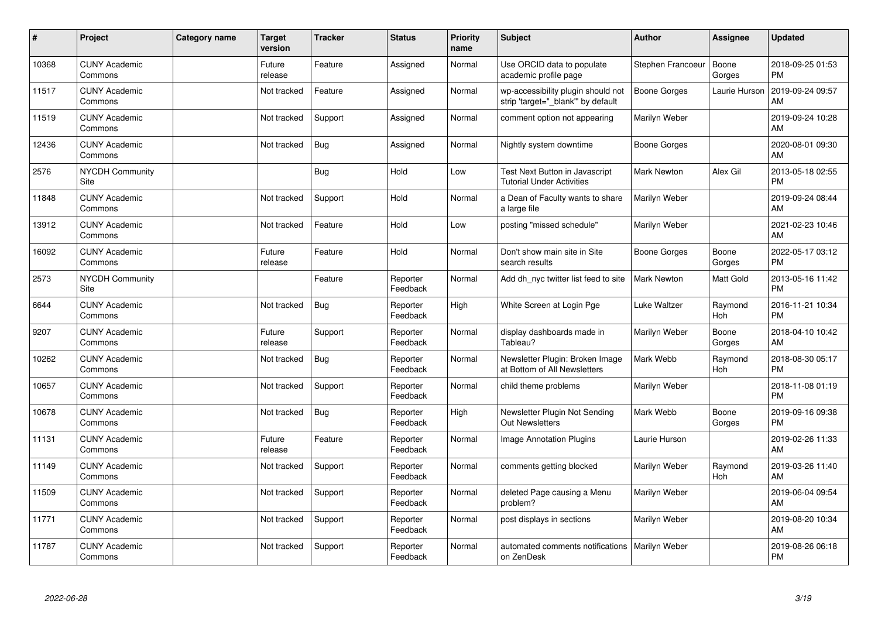| # | Project | Category name | Target version | Tracker | Status | Priority name | Subject | Author | Assignee | Updated |
|---|---|---|---|---|---|---|---|---|---|---|
| 10368 | CUNY Academic Commons | | Future release | Feature | Assigned | Normal | Use ORCID data to populate academic profile page | Stephen Francoeur | Boone Gorges | 2018-09-25 01:53 PM |
| 11517 | CUNY Academic Commons | | Not tracked | Feature | Assigned | Normal | wp-accessibility plugin should not strip 'target="_blank"' by default | Boone Gorges | Laurie Hurson | 2019-09-24 09:57 AM |
| 11519 | CUNY Academic Commons | | Not tracked | Support | Assigned | Normal | comment option not appearing | Marilyn Weber | | 2019-09-24 10:28 AM |
| 12436 | CUNY Academic Commons | | Not tracked | Bug | Assigned | Normal | Nightly system downtime | Boone Gorges | | 2020-08-01 09:30 AM |
| 2576 | NYCDH Community Site | | | Bug | Hold | Low | Test Next Button in Javascript Tutorial Under Activities | Mark Newton | Alex Gil | 2013-05-18 02:55 PM |
| 11848 | CUNY Academic Commons | | Not tracked | Support | Hold | Normal | a Dean of Faculty wants to share a large file | Marilyn Weber | | 2019-09-24 08:44 AM |
| 13912 | CUNY Academic Commons | | Not tracked | Feature | Hold | Low | posting "missed schedule" | Marilyn Weber | | 2021-02-23 10:46 AM |
| 16092 | CUNY Academic Commons | | Future release | Feature | Hold | Normal | Don't show main site in Site search results | Boone Gorges | Boone Gorges | 2022-05-17 03:12 PM |
| 2573 | NYCDH Community Site | | | Feature | Reporter Feedback | Normal | Add dh_nyc twitter list feed to site | Mark Newton | Matt Gold | 2013-05-16 11:42 PM |
| 6644 | CUNY Academic Commons | | Not tracked | Bug | Reporter Feedback | High | White Screen at Login Pge | Luke Waltzer | Raymond Hoh | 2016-11-21 10:34 PM |
| 9207 | CUNY Academic Commons | | Future release | Support | Reporter Feedback | Normal | display dashboards made in Tableau? | Marilyn Weber | Boone Gorges | 2018-04-10 10:42 AM |
| 10262 | CUNY Academic Commons | | Not tracked | Bug | Reporter Feedback | Normal | Newsletter Plugin: Broken Image at Bottom of All Newsletters | Mark Webb | Raymond Hoh | 2018-08-30 05:17 PM |
| 10657 | CUNY Academic Commons | | Not tracked | Support | Reporter Feedback | Normal | child theme problems | Marilyn Weber | | 2018-11-08 01:19 PM |
| 10678 | CUNY Academic Commons | | Not tracked | Bug | Reporter Feedback | High | Newsletter Plugin Not Sending Out Newsletters | Mark Webb | Boone Gorges | 2019-09-16 09:38 PM |
| 11131 | CUNY Academic Commons | | Future release | Feature | Reporter Feedback | Normal | Image Annotation Plugins | Laurie Hurson | | 2019-02-26 11:33 AM |
| 11149 | CUNY Academic Commons | | Not tracked | Support | Reporter Feedback | Normal | comments getting blocked | Marilyn Weber | Raymond Hoh | 2019-03-26 11:40 AM |
| 11509 | CUNY Academic Commons | | Not tracked | Support | Reporter Feedback | Normal | deleted Page causing a Menu problem? | Marilyn Weber | | 2019-06-04 09:54 AM |
| 11771 | CUNY Academic Commons | | Not tracked | Support | Reporter Feedback | Normal | post displays in sections | Marilyn Weber | | 2019-08-20 10:34 AM |
| 11787 | CUNY Academic Commons | | Not tracked | Support | Reporter Feedback | Normal | automated comments notifications on ZenDesk | Marilyn Weber | | 2019-08-26 06:18 PM |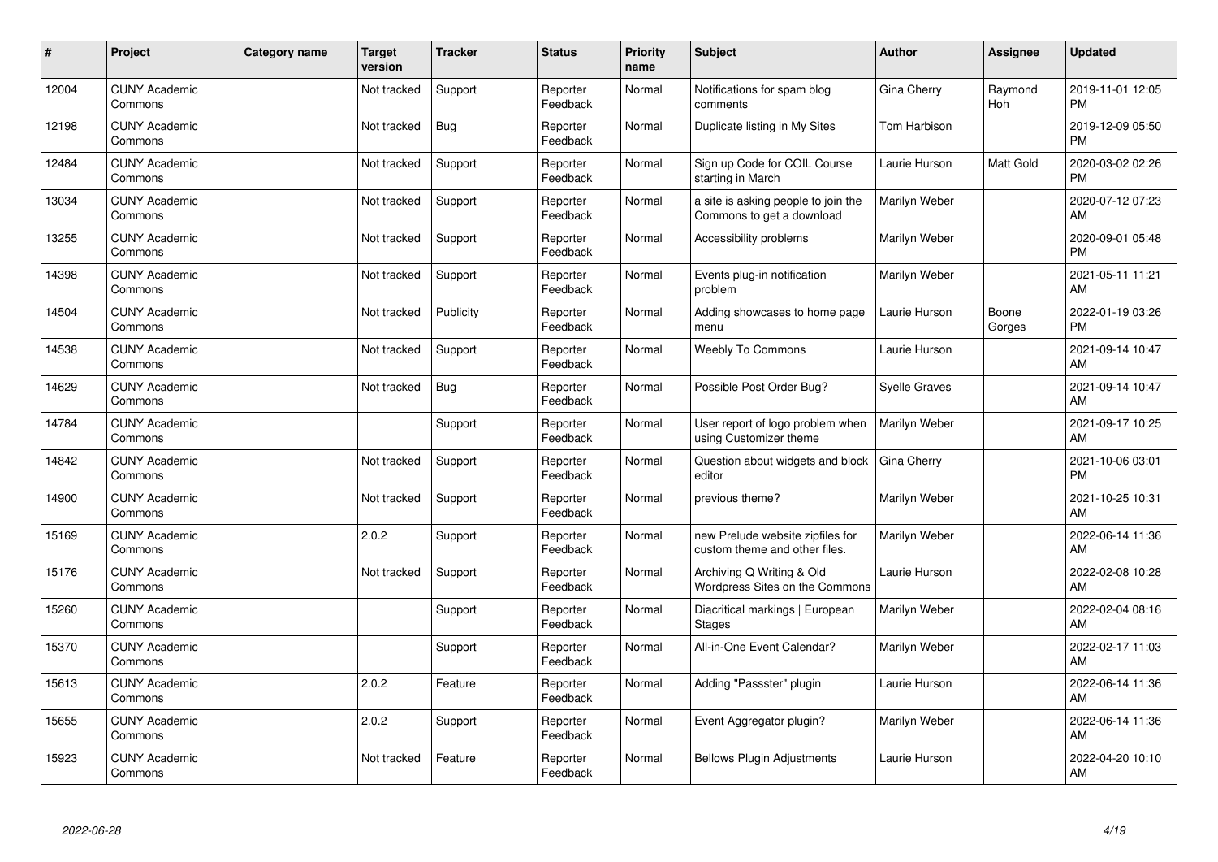| # | Project | Category name | Target version | Tracker | Status | Priority name | Subject | Author | Assignee | Updated |
|---|---|---|---|---|---|---|---|---|---|---|
| 12004 | CUNY Academic Commons | | Not tracked | Support | Reporter Feedback | Normal | Notifications for spam blog comments | Gina Cherry | Raymond Hoh | 2019-11-01 12:05 PM |
| 12198 | CUNY Academic Commons | | Not tracked | Bug | Reporter Feedback | Normal | Duplicate listing in My Sites | Tom Harbison | | 2019-12-09 05:50 PM |
| 12484 | CUNY Academic Commons | | Not tracked | Support | Reporter Feedback | Normal | Sign up Code for COIL Course starting in March | Laurie Hurson | Matt Gold | 2020-03-02 02:26 PM |
| 13034 | CUNY Academic Commons | | Not tracked | Support | Reporter Feedback | Normal | a site is asking people to join the Commons to get a download | Marilyn Weber | | 2020-07-12 07:23 AM |
| 13255 | CUNY Academic Commons | | Not tracked | Support | Reporter Feedback | Normal | Accessibility problems | Marilyn Weber | | 2020-09-01 05:48 PM |
| 14398 | CUNY Academic Commons | | Not tracked | Support | Reporter Feedback | Normal | Events plug-in notification problem | Marilyn Weber | | 2021-05-11 11:21 AM |
| 14504 | CUNY Academic Commons | | Not tracked | Publicity | Reporter Feedback | Normal | Adding showcases to home page menu | Laurie Hurson | Boone Gorges | 2022-01-19 03:26 PM |
| 14538 | CUNY Academic Commons | | Not tracked | Support | Reporter Feedback | Normal | Weebly To Commons | Laurie Hurson | | 2021-09-14 10:47 AM |
| 14629 | CUNY Academic Commons | | Not tracked | Bug | Reporter Feedback | Normal | Possible Post Order Bug? | Syelle Graves | | 2021-09-14 10:47 AM |
| 14784 | CUNY Academic Commons | | | Support | Reporter Feedback | Normal | User report of logo problem when using Customizer theme | Marilyn Weber | | 2021-09-17 10:25 AM |
| 14842 | CUNY Academic Commons | | Not tracked | Support | Reporter Feedback | Normal | Question about widgets and block editor | Gina Cherry | | 2021-10-06 03:01 PM |
| 14900 | CUNY Academic Commons | | Not tracked | Support | Reporter Feedback | Normal | previous theme? | Marilyn Weber | | 2021-10-25 10:31 AM |
| 15169 | CUNY Academic Commons | | 2.0.2 | Support | Reporter Feedback | Normal | new Prelude website zipfiles for custom theme and other files. | Marilyn Weber | | 2022-06-14 11:36 AM |
| 15176 | CUNY Academic Commons | | Not tracked | Support | Reporter Feedback | Normal | Archiving Q Writing & Old Wordpress Sites on the Commons | Laurie Hurson | | 2022-02-08 10:28 AM |
| 15260 | CUNY Academic Commons | | | Support | Reporter Feedback | Normal | Diacritical markings \| European Stages | Marilyn Weber | | 2022-02-04 08:16 AM |
| 15370 | CUNY Academic Commons | | | Support | Reporter Feedback | Normal | All-in-One Event Calendar? | Marilyn Weber | | 2022-02-17 11:03 AM |
| 15613 | CUNY Academic Commons | | 2.0.2 | Feature | Reporter Feedback | Normal | Adding "Passster" plugin | Laurie Hurson | | 2022-06-14 11:36 AM |
| 15655 | CUNY Academic Commons | | 2.0.2 | Support | Reporter Feedback | Normal | Event Aggregator plugin? | Marilyn Weber | | 2022-06-14 11:36 AM |
| 15923 | CUNY Academic Commons | | Not tracked | Feature | Reporter Feedback | Normal | Bellows Plugin Adjustments | Laurie Hurson | | 2022-04-20 10:10 AM |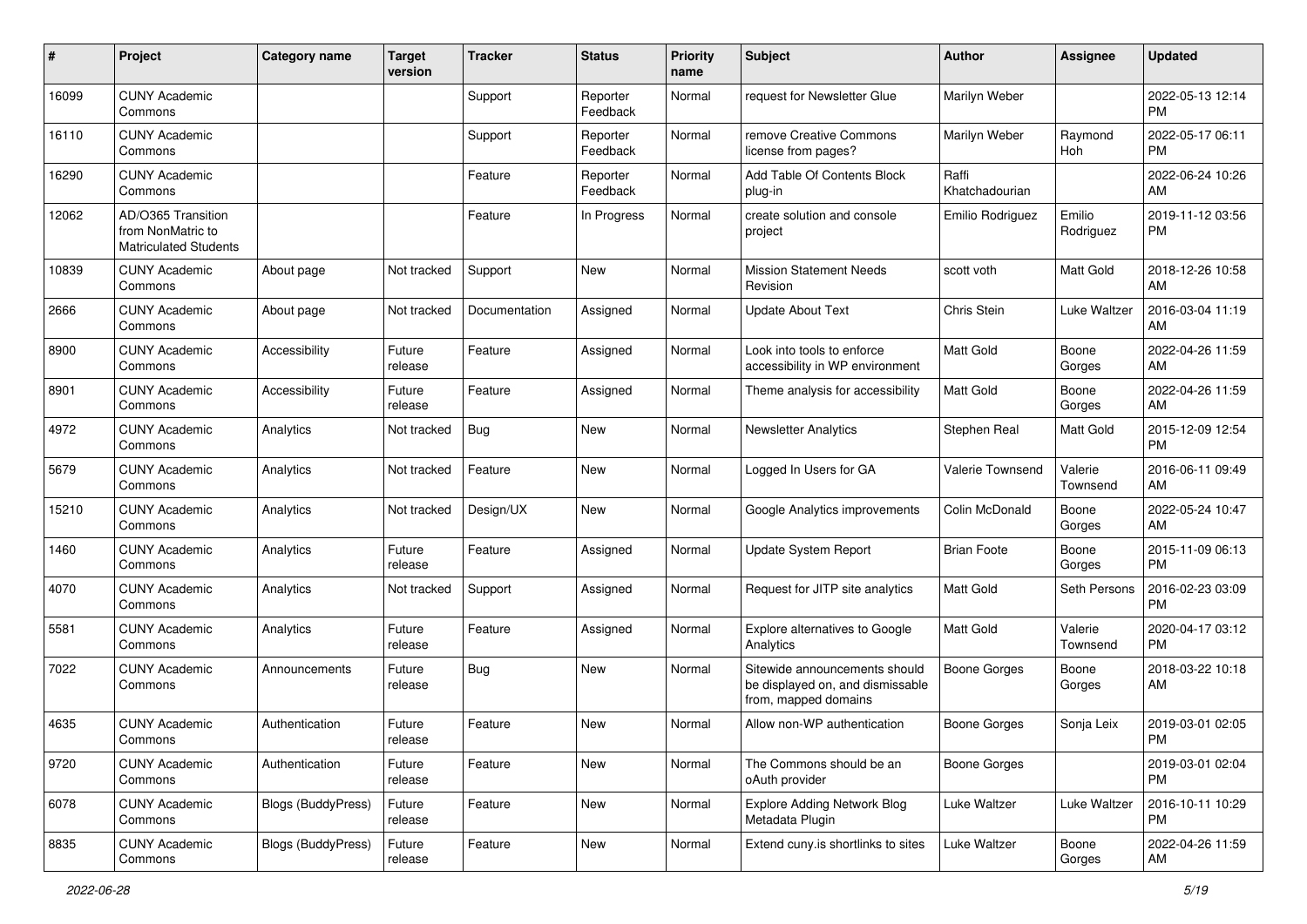| # | Project | Category name | Target version | Tracker | Status | Priority name | Subject | Author | Assignee | Updated |
|---|---|---|---|---|---|---|---|---|---|---|
| 16099 | CUNY Academic Commons | | | Support | Reporter Feedback | Normal | request for Newsletter Glue | Marilyn Weber | | 2022-05-13 12:14 PM |
| 16110 | CUNY Academic Commons | | | Support | Reporter Feedback | Normal | remove Creative Commons license from pages? | Marilyn Weber | Raymond Hoh | 2022-05-17 06:11 PM |
| 16290 | CUNY Academic Commons | | | Feature | Reporter Feedback | Normal | Add Table Of Contents Block plug-in | Raffi Khatchadourian | | 2022-06-24 10:26 AM |
| 12062 | AD/O365 Transition from NonMatric to Matriculated Students | | | Feature | In Progress | Normal | create solution and console project | Emilio Rodriguez | Emilio Rodriguez | 2019-11-12 03:56 PM |
| 10839 | CUNY Academic Commons | About page | Not tracked | Support | New | Normal | Mission Statement Needs Revision | scott voth | Matt Gold | 2018-12-26 10:58 AM |
| 2666 | CUNY Academic Commons | About page | Not tracked | Documentation | Assigned | Normal | Update About Text | Chris Stein | Luke Waltzer | 2016-03-04 11:19 AM |
| 8900 | CUNY Academic Commons | Accessibility | Future release | Feature | Assigned | Normal | Look into tools to enforce accessibility in WP environment | Matt Gold | Boone Gorges | 2022-04-26 11:59 AM |
| 8901 | CUNY Academic Commons | Accessibility | Future release | Feature | Assigned | Normal | Theme analysis for accessibility | Matt Gold | Boone Gorges | 2022-04-26 11:59 AM |
| 4972 | CUNY Academic Commons | Analytics | Not tracked | Bug | New | Normal | Newsletter Analytics | Stephen Real | Matt Gold | 2015-12-09 12:54 PM |
| 5679 | CUNY Academic Commons | Analytics | Not tracked | Feature | New | Normal | Logged In Users for GA | Valerie Townsend | Valerie Townsend | 2016-06-11 09:49 AM |
| 15210 | CUNY Academic Commons | Analytics | Not tracked | Design/UX | New | Normal | Google Analytics improvements | Colin McDonald | Boone Gorges | 2022-05-24 10:47 AM |
| 1460 | CUNY Academic Commons | Analytics | Future release | Feature | Assigned | Normal | Update System Report | Brian Foote | Boone Gorges | 2015-11-09 06:13 PM |
| 4070 | CUNY Academic Commons | Analytics | Not tracked | Support | Assigned | Normal | Request for JITP site analytics | Matt Gold | Seth Persons | 2016-02-23 03:09 PM |
| 5581 | CUNY Academic Commons | Analytics | Future release | Feature | Assigned | Normal | Explore alternatives to Google Analytics | Matt Gold | Valerie Townsend | 2020-04-17 03:12 PM |
| 7022 | CUNY Academic Commons | Announcements | Future release | Bug | New | Normal | Sitewide announcements should be displayed on, and dismissable from, mapped domains | Boone Gorges | Boone Gorges | 2018-03-22 10:18 AM |
| 4635 | CUNY Academic Commons | Authentication | Future release | Feature | New | Normal | Allow non-WP authentication | Boone Gorges | Sonja Leix | 2019-03-01 02:05 PM |
| 9720 | CUNY Academic Commons | Authentication | Future release | Feature | New | Normal | The Commons should be an oAuth provider | Boone Gorges | | 2019-03-01 02:04 PM |
| 6078 | CUNY Academic Commons | Blogs (BuddyPress) | Future release | Feature | New | Normal | Explore Adding Network Blog Metadata Plugin | Luke Waltzer | Luke Waltzer | 2016-10-11 10:29 PM |
| 8835 | CUNY Academic Commons | Blogs (BuddyPress) | Future release | Feature | New | Normal | Extend cuny.is shortlinks to sites | Luke Waltzer | Boone Gorges | 2022-04-26 11:59 AM |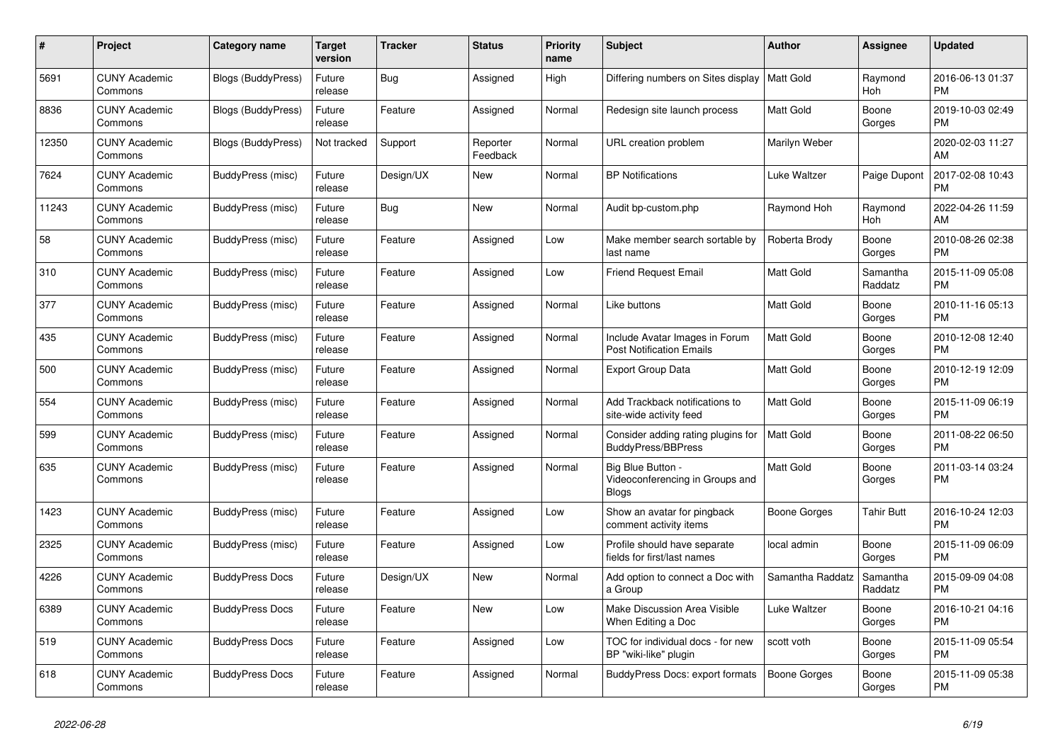| # | Project | Category name | Target version | Tracker | Status | Priority name | Subject | Author | Assignee | Updated |
|---|---|---|---|---|---|---|---|---|---|---|
| 5691 | CUNY Academic Commons | Blogs (BuddyPress) | Future release | Bug | Assigned | High | Differing numbers on Sites display | Matt Gold | Raymond Hoh | 2016-06-13 01:37 PM |
| 8836 | CUNY Academic Commons | Blogs (BuddyPress) | Future release | Feature | Assigned | Normal | Redesign site launch process | Matt Gold | Boone Gorges | 2019-10-03 02:49 PM |
| 12350 | CUNY Academic Commons | Blogs (BuddyPress) | Not tracked | Support | Reporter Feedback | Normal | URL creation problem | Marilyn Weber | | 2020-02-03 11:27 AM |
| 7624 | CUNY Academic Commons | BuddyPress (misc) | Future release | Design/UX | New | Normal | BP Notifications | Luke Waltzer | Paige Dupont | 2017-02-08 10:43 PM |
| 11243 | CUNY Academic Commons | BuddyPress (misc) | Future release | Bug | New | Normal | Audit bp-custom.php | Raymond Hoh | Raymond Hoh | 2022-04-26 11:59 AM |
| 58 | CUNY Academic Commons | BuddyPress (misc) | Future release | Feature | Assigned | Low | Make member search sortable by last name | Roberta Brody | Boone Gorges | 2010-08-26 02:38 PM |
| 310 | CUNY Academic Commons | BuddyPress (misc) | Future release | Feature | Assigned | Low | Friend Request Email | Matt Gold | Samantha Raddatz | 2015-11-09 05:08 PM |
| 377 | CUNY Academic Commons | BuddyPress (misc) | Future release | Feature | Assigned | Normal | Like buttons | Matt Gold | Boone Gorges | 2010-11-16 05:13 PM |
| 435 | CUNY Academic Commons | BuddyPress (misc) | Future release | Feature | Assigned | Normal | Include Avatar Images in Forum Post Notification Emails | Matt Gold | Boone Gorges | 2010-12-08 12:40 PM |
| 500 | CUNY Academic Commons | BuddyPress (misc) | Future release | Feature | Assigned | Normal | Export Group Data | Matt Gold | Boone Gorges | 2010-12-19 12:09 PM |
| 554 | CUNY Academic Commons | BuddyPress (misc) | Future release | Feature | Assigned | Normal | Add Trackback notifications to site-wide activity feed | Matt Gold | Boone Gorges | 2015-11-09 06:19 PM |
| 599 | CUNY Academic Commons | BuddyPress (misc) | Future release | Feature | Assigned | Normal | Consider adding rating plugins for BuddyPress/BBPress | Matt Gold | Boone Gorges | 2011-08-22 06:50 PM |
| 635 | CUNY Academic Commons | BuddyPress (misc) | Future release | Feature | Assigned | Normal | Big Blue Button - Videoconferencing in Groups and Blogs | Matt Gold | Boone Gorges | 2011-03-14 03:24 PM |
| 1423 | CUNY Academic Commons | BuddyPress (misc) | Future release | Feature | Assigned | Low | Show an avatar for pingback comment activity items | Boone Gorges | Tahir Butt | 2016-10-24 12:03 PM |
| 2325 | CUNY Academic Commons | BuddyPress (misc) | Future release | Feature | Assigned | Low | Profile should have separate fields for first/last names | local admin | Boone Gorges | 2015-11-09 06:09 PM |
| 4226 | CUNY Academic Commons | BuddyPress Docs | Future release | Design/UX | New | Normal | Add option to connect a Doc with a Group | Samantha Raddatz | Samantha Raddatz | 2015-09-09 04:08 PM |
| 6389 | CUNY Academic Commons | BuddyPress Docs | Future release | Feature | New | Low | Make Discussion Area Visible When Editing a Doc | Luke Waltzer | Boone Gorges | 2016-10-21 04:16 PM |
| 519 | CUNY Academic Commons | BuddyPress Docs | Future release | Feature | Assigned | Low | TOC for individual docs - for new BP "wiki-like" plugin | scott voth | Boone Gorges | 2015-11-09 05:54 PM |
| 618 | CUNY Academic Commons | BuddyPress Docs | Future release | Feature | Assigned | Normal | BuddyPress Docs: export formats | Boone Gorges | Boone Gorges | 2015-11-09 05:38 PM |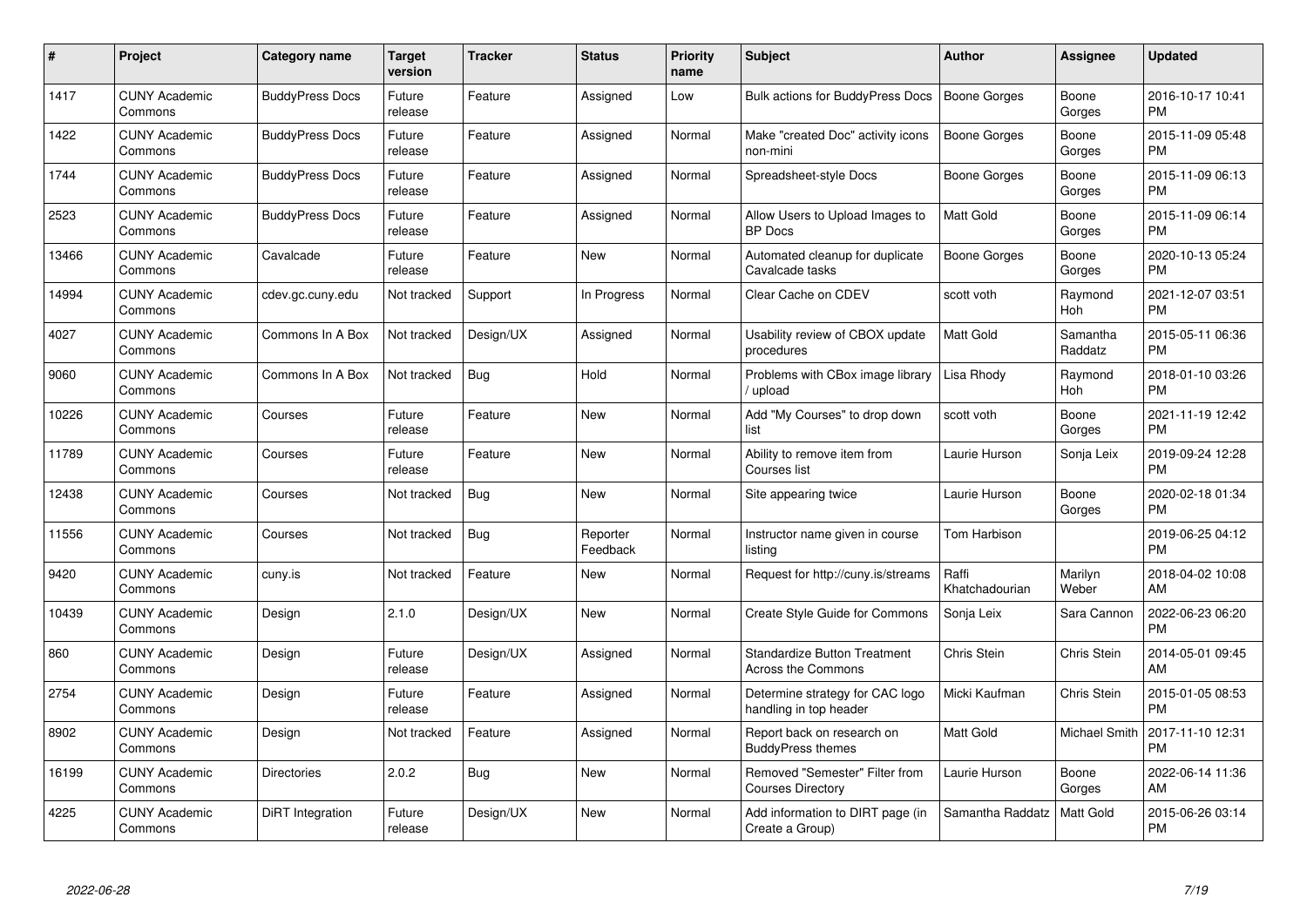| # | Project | Category name | Target version | Tracker | Status | Priority name | Subject | Author | Assignee | Updated |
|---|---|---|---|---|---|---|---|---|---|---|
| 1417 | CUNY Academic Commons | BuddyPress Docs | Future release | Feature | Assigned | Low | Bulk actions for BuddyPress Docs | Boone Gorges | Boone Gorges | 2016-10-17 10:41 PM |
| 1422 | CUNY Academic Commons | BuddyPress Docs | Future release | Feature | Assigned | Normal | Make "created Doc" activity icons non-mini | Boone Gorges | Boone Gorges | 2015-11-09 05:48 PM |
| 1744 | CUNY Academic Commons | BuddyPress Docs | Future release | Feature | Assigned | Normal | Spreadsheet-style Docs | Boone Gorges | Boone Gorges | 2015-11-09 06:13 PM |
| 2523 | CUNY Academic Commons | BuddyPress Docs | Future release | Feature | Assigned | Normal | Allow Users to Upload Images to BP Docs | Matt Gold | Boone Gorges | 2015-11-09 06:14 PM |
| 13466 | CUNY Academic Commons | Cavalcade | Future release | Feature | New | Normal | Automated cleanup for duplicate Cavalcade tasks | Boone Gorges | Boone Gorges | 2020-10-13 05:24 PM |
| 14994 | CUNY Academic Commons | cdev.gc.cuny.edu | Not tracked | Support | In Progress | Normal | Clear Cache on CDEV | scott voth | Raymond Hoh | 2021-12-07 03:51 PM |
| 4027 | CUNY Academic Commons | Commons In A Box | Not tracked | Design/UX | Assigned | Normal | Usability review of CBOX update procedures | Matt Gold | Samantha Raddatz | 2015-05-11 06:36 PM |
| 9060 | CUNY Academic Commons | Commons In A Box | Not tracked | Bug | Hold | Normal | Problems with CBox image library / upload | Lisa Rhody | Raymond Hoh | 2018-01-10 03:26 PM |
| 10226 | CUNY Academic Commons | Courses | Future release | Feature | New | Normal | Add "My Courses" to drop down list | scott voth | Boone Gorges | 2021-11-19 12:42 PM |
| 11789 | CUNY Academic Commons | Courses | Future release | Feature | New | Normal | Ability to remove item from Courses list | Laurie Hurson | Sonja Leix | 2019-09-24 12:28 PM |
| 12438 | CUNY Academic Commons | Courses | Not tracked | Bug | New | Normal | Site appearing twice | Laurie Hurson | Boone Gorges | 2020-02-18 01:34 PM |
| 11556 | CUNY Academic Commons | Courses | Not tracked | Bug | Reporter Feedback | Normal | Instructor name given in course listing | Tom Harbison | | 2019-06-25 04:12 PM |
| 9420 | CUNY Academic Commons | cuny.is | Not tracked | Feature | New | Normal | Request for http://cuny.is/streams | Raffi Khatchadourian | Marilyn Weber | 2018-04-02 10:08 AM |
| 10439 | CUNY Academic Commons | Design | 2.1.0 | Design/UX | New | Normal | Create Style Guide for Commons | Sonja Leix | Sara Cannon | 2022-06-23 06:20 PM |
| 860 | CUNY Academic Commons | Design | Future release | Design/UX | Assigned | Normal | Standardize Button Treatment Across the Commons | Chris Stein | Chris Stein | 2014-05-01 09:45 AM |
| 2754 | CUNY Academic Commons | Design | Future release | Feature | Assigned | Normal | Determine strategy for CAC logo handling in top header | Micki Kaufman | Chris Stein | 2015-01-05 08:53 PM |
| 8902 | CUNY Academic Commons | Design | Not tracked | Feature | Assigned | Normal | Report back on research on BuddyPress themes | Matt Gold | Michael Smith | 2017-11-10 12:31 PM |
| 16199 | CUNY Academic Commons | Directories | 2.0.2 | Bug | New | Normal | Removed "Semester" Filter from Courses Directory | Laurie Hurson | Boone Gorges | 2022-06-14 11:36 AM |
| 4225 | CUNY Academic Commons | DiRT Integration | Future release | Design/UX | New | Normal | Add information to DIRT page (in Create a Group) | Samantha Raddatz | Matt Gold | 2015-06-26 03:14 PM |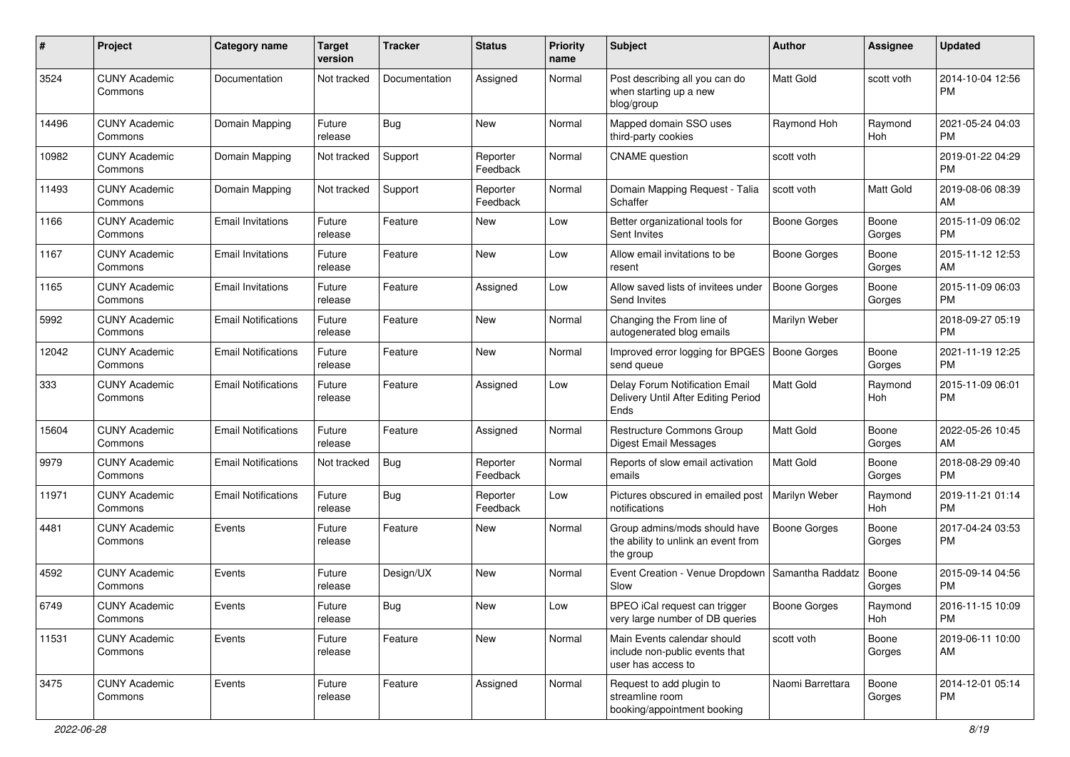| # | Project | Category name | Target version | Tracker | Status | Priority name | Subject | Author | Assignee | Updated |
|---|---|---|---|---|---|---|---|---|---|---|
| 3524 | CUNY Academic Commons | Documentation | Not tracked | Documentation | Assigned | Normal | Post describing all you can do when starting up a new blog/group | Matt Gold | scott voth | 2014-10-04 12:56 PM |
| 14496 | CUNY Academic Commons | Domain Mapping | Future release | Bug | New | Normal | Mapped domain SSO uses third-party cookies | Raymond Hoh | Raymond Hoh | 2021-05-24 04:03 PM |
| 10982 | CUNY Academic Commons | Domain Mapping | Not tracked | Support | Reporter Feedback | Normal | CNAME question | scott voth | | 2019-01-22 04:29 PM |
| 11493 | CUNY Academic Commons | Domain Mapping | Not tracked | Support | Reporter Feedback | Normal | Domain Mapping Request - Talia Schaffer | scott voth | Matt Gold | 2019-08-06 08:39 AM |
| 1166 | CUNY Academic Commons | Email Invitations | Future release | Feature | New | Low | Better organizational tools for Sent Invites | Boone Gorges | Boone Gorges | 2015-11-09 06:02 PM |
| 1167 | CUNY Academic Commons | Email Invitations | Future release | Feature | New | Low | Allow email invitations to be resent | Boone Gorges | Boone Gorges | 2015-11-12 12:53 AM |
| 1165 | CUNY Academic Commons | Email Invitations | Future release | Feature | Assigned | Low | Allow saved lists of invitees under Send Invites | Boone Gorges | Boone Gorges | 2015-11-09 06:03 PM |
| 5992 | CUNY Academic Commons | Email Notifications | Future release | Feature | New | Normal | Changing the From line of autogenerated blog emails | Marilyn Weber | | 2018-09-27 05:19 PM |
| 12042 | CUNY Academic Commons | Email Notifications | Future release | Feature | New | Normal | Improved error logging for BPGES send queue | Boone Gorges | Boone Gorges | 2021-11-19 12:25 PM |
| 333 | CUNY Academic Commons | Email Notifications | Future release | Feature | Assigned | Low | Delay Forum Notification Email Delivery Until After Editing Period Ends | Matt Gold | Raymond Hoh | 2015-11-09 06:01 PM |
| 15604 | CUNY Academic Commons | Email Notifications | Future release | Feature | Assigned | Normal | Restructure Commons Group Digest Email Messages | Matt Gold | Boone Gorges | 2022-05-26 10:45 AM |
| 9979 | CUNY Academic Commons | Email Notifications | Not tracked | Bug | Reporter Feedback | Normal | Reports of slow email activation emails | Matt Gold | Boone Gorges | 2018-08-29 09:40 PM |
| 11971 | CUNY Academic Commons | Email Notifications | Future release | Bug | Reporter Feedback | Low | Pictures obscured in emailed post notifications | Marilyn Weber | Raymond Hoh | 2019-11-21 01:14 PM |
| 4481 | CUNY Academic Commons | Events | Future release | Feature | New | Normal | Group admins/mods should have the ability to unlink an event from the group | Boone Gorges | Boone Gorges | 2017-04-24 03:53 PM |
| 4592 | CUNY Academic Commons | Events | Future release | Design/UX | New | Normal | Event Creation - Venue Dropdown Slow | Samantha Raddatz | Boone Gorges | 2015-09-14 04:56 PM |
| 6749 | CUNY Academic Commons | Events | Future release | Bug | New | Low | BPEO iCal request can trigger very large number of DB queries | Boone Gorges | Raymond Hoh | 2016-11-15 10:09 PM |
| 11531 | CUNY Academic Commons | Events | Future release | Feature | New | Normal | Main Events calendar should include non-public events that user has access to | scott voth | Boone Gorges | 2019-06-11 10:00 AM |
| 3475 | CUNY Academic Commons | Events | Future release | Feature | Assigned | Normal | Request to add plugin to streamline room booking/appointment booking | Naomi Barrettara | Boone Gorges | 2014-12-01 05:14 PM |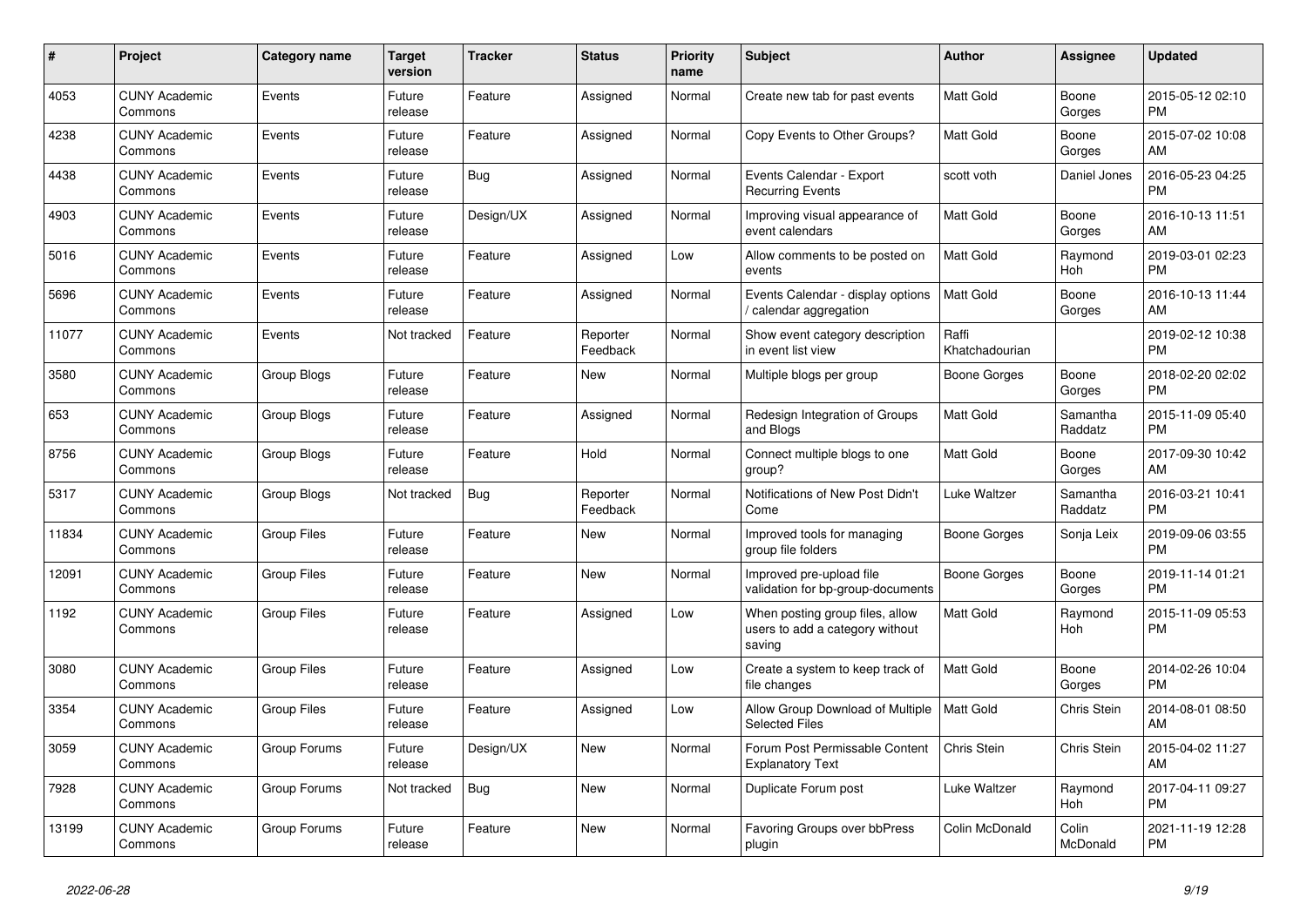| # | Project | Category name | Target version | Tracker | Status | Priority name | Subject | Author | Assignee | Updated |
|---|---|---|---|---|---|---|---|---|---|---|
| 4053 | CUNY Academic Commons | Events | Future release | Feature | Assigned | Normal | Create new tab for past events | Matt Gold | Boone Gorges | 2015-05-12 02:10 PM |
| 4238 | CUNY Academic Commons | Events | Future release | Feature | Assigned | Normal | Copy Events to Other Groups? | Matt Gold | Boone Gorges | 2015-07-02 10:08 AM |
| 4438 | CUNY Academic Commons | Events | Future release | Bug | Assigned | Normal | Events Calendar - Export Recurring Events | scott voth | Daniel Jones | 2016-05-23 04:25 PM |
| 4903 | CUNY Academic Commons | Events | Future release | Design/UX | Assigned | Normal | Improving visual appearance of event calendars | Matt Gold | Boone Gorges | 2016-10-13 11:51 AM |
| 5016 | CUNY Academic Commons | Events | Future release | Feature | Assigned | Low | Allow comments to be posted on events | Matt Gold | Raymond Hoh | 2019-03-01 02:23 PM |
| 5696 | CUNY Academic Commons | Events | Future release | Feature | Assigned | Normal | Events Calendar - display options / calendar aggregation | Matt Gold | Boone Gorges | 2016-10-13 11:44 AM |
| 11077 | CUNY Academic Commons | Events | Not tracked | Feature | Reporter Feedback | Normal | Show event category description in event list view | Raffi Khatchadourian | | 2019-02-12 10:38 PM |
| 3580 | CUNY Academic Commons | Group Blogs | Future release | Feature | New | Normal | Multiple blogs per group | Boone Gorges | Boone Gorges | 2018-02-20 02:02 PM |
| 653 | CUNY Academic Commons | Group Blogs | Future release | Feature | Assigned | Normal | Redesign Integration of Groups and Blogs | Matt Gold | Samantha Raddatz | 2015-11-09 05:40 PM |
| 8756 | CUNY Academic Commons | Group Blogs | Future release | Feature | Hold | Normal | Connect multiple blogs to one group? | Matt Gold | Boone Gorges | 2017-09-30 10:42 AM |
| 5317 | CUNY Academic Commons | Group Blogs | Not tracked | Bug | Reporter Feedback | Normal | Notifications of New Post Didn't Come | Luke Waltzer | Samantha Raddatz | 2016-03-21 10:41 PM |
| 11834 | CUNY Academic Commons | Group Files | Future release | Feature | New | Normal | Improved tools for managing group file folders | Boone Gorges | Sonja Leix | 2019-09-06 03:55 PM |
| 12091 | CUNY Academic Commons | Group Files | Future release | Feature | New | Normal | Improved pre-upload file validation for bp-group-documents | Boone Gorges | Boone Gorges | 2019-11-14 01:21 PM |
| 1192 | CUNY Academic Commons | Group Files | Future release | Feature | Assigned | Low | When posting group files, allow users to add a category without saving | Matt Gold | Raymond Hoh | 2015-11-09 05:53 PM |
| 3080 | CUNY Academic Commons | Group Files | Future release | Feature | Assigned | Low | Create a system to keep track of file changes | Matt Gold | Boone Gorges | 2014-02-26 10:04 PM |
| 3354 | CUNY Academic Commons | Group Files | Future release | Feature | Assigned | Low | Allow Group Download of Multiple Selected Files | Matt Gold | Chris Stein | 2014-08-01 08:50 AM |
| 3059 | CUNY Academic Commons | Group Forums | Future release | Design/UX | New | Normal | Forum Post Permissable Content Explanatory Text | Chris Stein | Chris Stein | 2015-04-02 11:27 AM |
| 7928 | CUNY Academic Commons | Group Forums | Not tracked | Bug | New | Normal | Duplicate Forum post | Luke Waltzer | Raymond Hoh | 2017-04-11 09:27 PM |
| 13199 | CUNY Academic Commons | Group Forums | Future release | Feature | New | Normal | Favoring Groups over bbPress plugin | Colin McDonald | Colin McDonald | 2021-11-19 12:28 PM |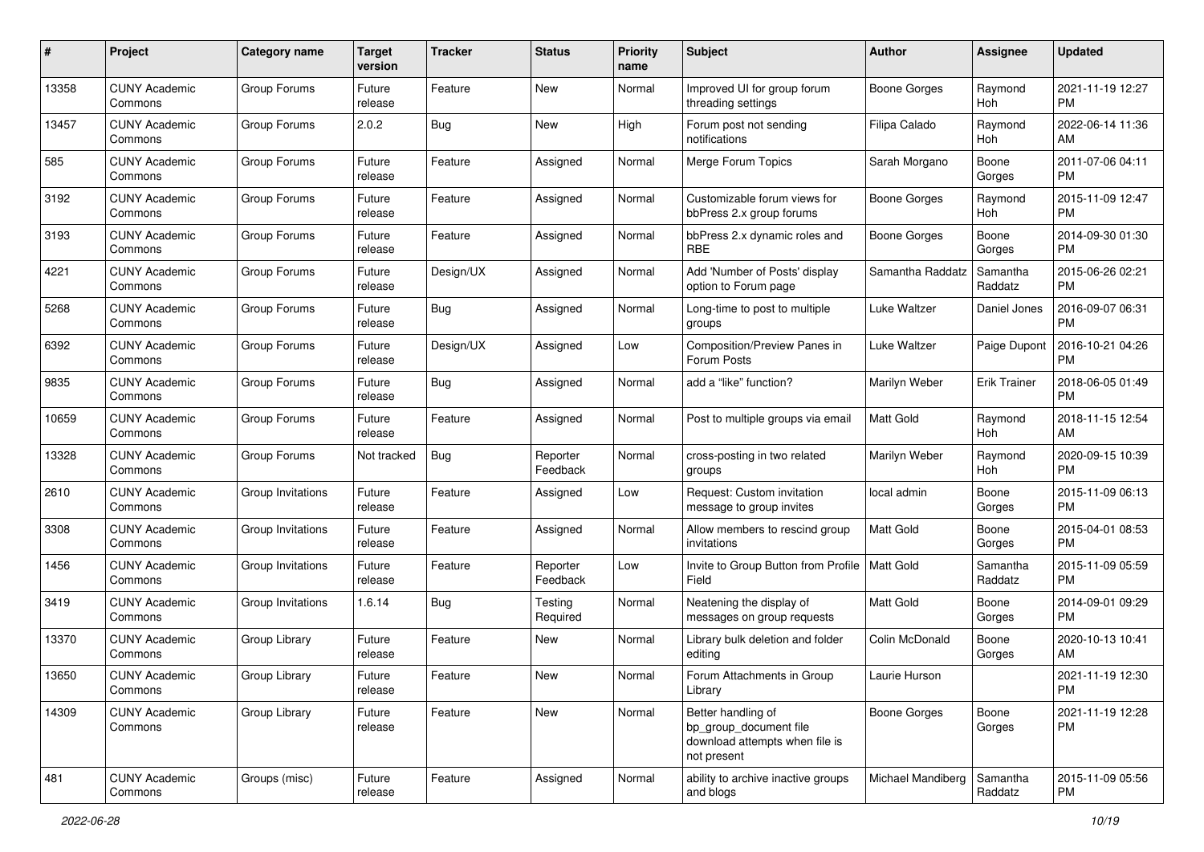| # | Project | Category name | Target version | Tracker | Status | Priority name | Subject | Author | Assignee | Updated |
|---|---|---|---|---|---|---|---|---|---|---|
| 13358 | CUNY Academic Commons | Group Forums | Future release | Feature | New | Normal | Improved UI for group forum threading settings | Boone Gorges | Raymond Hoh | 2021-11-19 12:27 PM |
| 13457 | CUNY Academic Commons | Group Forums | 2.0.2 | Bug | New | High | Forum post not sending notifications | Filipa Calado | Raymond Hoh | 2022-06-14 11:36 AM |
| 585 | CUNY Academic Commons | Group Forums | Future release | Feature | Assigned | Normal | Merge Forum Topics | Sarah Morgano | Boone Gorges | 2011-07-06 04:11 PM |
| 3192 | CUNY Academic Commons | Group Forums | Future release | Feature | Assigned | Normal | Customizable forum views for bbPress 2.x group forums | Boone Gorges | Raymond Hoh | 2015-11-09 12:47 PM |
| 3193 | CUNY Academic Commons | Group Forums | Future release | Feature | Assigned | Normal | bbPress 2.x dynamic roles and RBE | Boone Gorges | Boone Gorges | 2014-09-30 01:30 PM |
| 4221 | CUNY Academic Commons | Group Forums | Future release | Design/UX | Assigned | Normal | Add 'Number of Posts' display option to Forum page | Samantha Raddatz | Samantha Raddatz | 2015-06-26 02:21 PM |
| 5268 | CUNY Academic Commons | Group Forums | Future release | Bug | Assigned | Normal | Long-time to post to multiple groups | Luke Waltzer | Daniel Jones | 2016-09-07 06:31 PM |
| 6392 | CUNY Academic Commons | Group Forums | Future release | Design/UX | Assigned | Low | Composition/Preview Panes in Forum Posts | Luke Waltzer | Paige Dupont | 2016-10-21 04:26 PM |
| 9835 | CUNY Academic Commons | Group Forums | Future release | Bug | Assigned | Normal | add a “like” function? | Marilyn Weber | Erik Trainer | 2018-06-05 01:49 PM |
| 10659 | CUNY Academic Commons | Group Forums | Future release | Feature | Assigned | Normal | Post to multiple groups via email | Matt Gold | Raymond Hoh | 2018-11-15 12:54 AM |
| 13328 | CUNY Academic Commons | Group Forums | Not tracked | Bug | Reporter Feedback | Normal | cross-posting in two related groups | Marilyn Weber | Raymond Hoh | 2020-09-15 10:39 PM |
| 2610 | CUNY Academic Commons | Group Invitations | Future release | Feature | Assigned | Low | Request: Custom invitation message to group invites | local admin | Boone Gorges | 2015-11-09 06:13 PM |
| 3308 | CUNY Academic Commons | Group Invitations | Future release | Feature | Assigned | Normal | Allow members to rescind group invitations | Matt Gold | Boone Gorges | 2015-04-01 08:53 PM |
| 1456 | CUNY Academic Commons | Group Invitations | Future release | Feature | Reporter Feedback | Low | Invite to Group Button from Profile Field | Matt Gold | Samantha Raddatz | 2015-11-09 05:59 PM |
| 3419 | CUNY Academic Commons | Group Invitations | 1.6.14 | Bug | Testing Required | Normal | Neatening the display of messages on group requests | Matt Gold | Boone Gorges | 2014-09-01 09:29 PM |
| 13370 | CUNY Academic Commons | Group Library | Future release | Feature | New | Normal | Library bulk deletion and folder editing | Colin McDonald | Boone Gorges | 2020-10-13 10:41 AM |
| 13650 | CUNY Academic Commons | Group Library | Future release | Feature | New | Normal | Forum Attachments in Group Library | Laurie Hurson | | 2021-11-19 12:30 PM |
| 14309 | CUNY Academic Commons | Group Library | Future release | Feature | New | Normal | Better handling of bp_group_document file download attempts when file is not present | Boone Gorges | Boone Gorges | 2021-11-19 12:28 PM |
| 481 | CUNY Academic Commons | Groups (misc) | Future release | Feature | Assigned | Normal | ability to archive inactive groups and blogs | Michael Mandiberg | Samantha Raddatz | 2015-11-09 05:56 PM |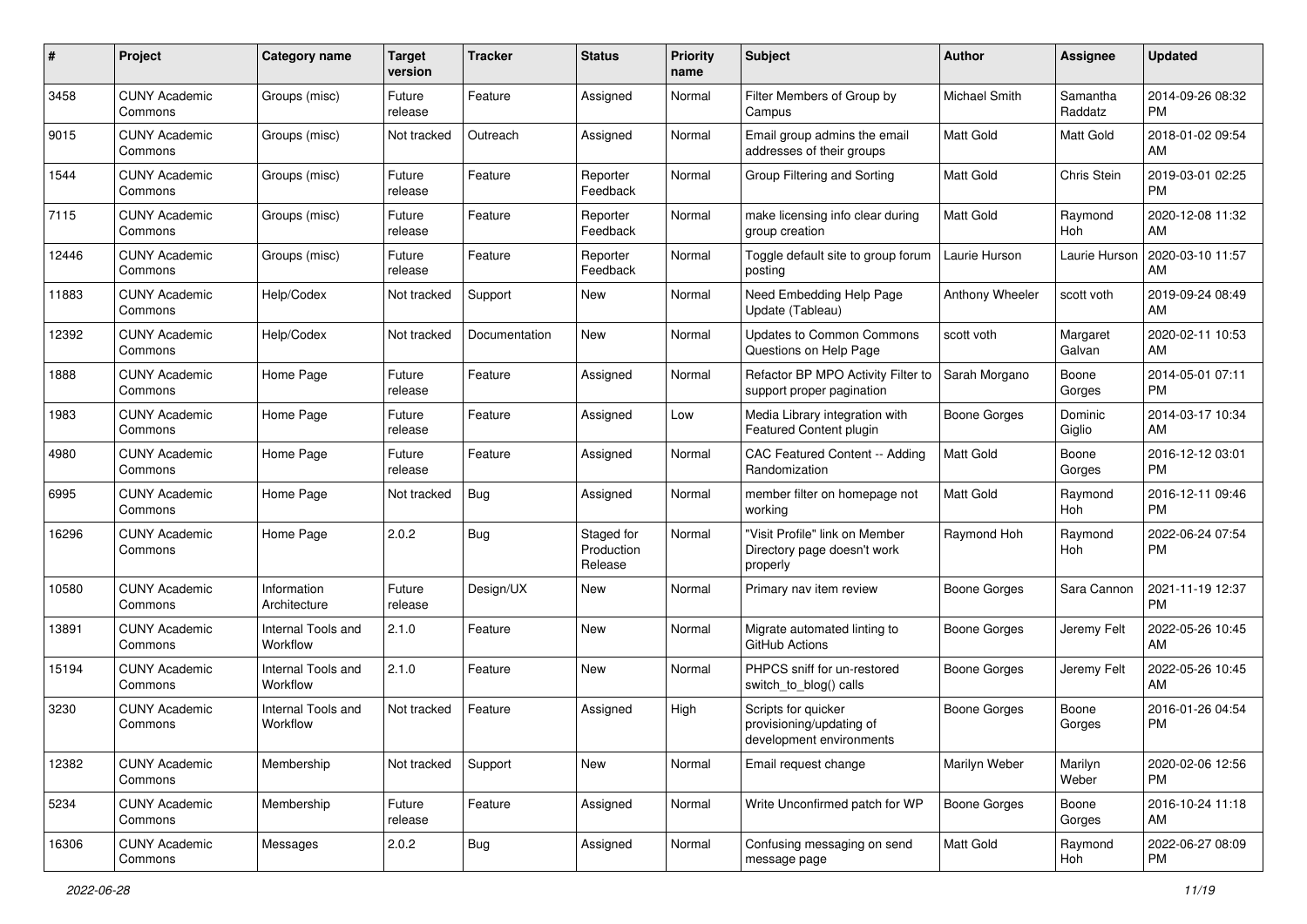| # | Project | Category name | Target version | Tracker | Status | Priority name | Subject | Author | Assignee | Updated |
|---|---|---|---|---|---|---|---|---|---|---|
| 3458 | CUNY Academic Commons | Groups (misc) | Future release | Feature | Assigned | Normal | Filter Members of Group by Campus | Michael Smith | Samantha Raddatz | 2014-09-26 08:32 PM |
| 9015 | CUNY Academic Commons | Groups (misc) | Not tracked | Outreach | Assigned | Normal | Email group admins the email addresses of their groups | Matt Gold | Matt Gold | 2018-01-02 09:54 AM |
| 1544 | CUNY Academic Commons | Groups (misc) | Future release | Feature | Reporter Feedback | Normal | Group Filtering and Sorting | Matt Gold | Chris Stein | 2019-03-01 02:25 PM |
| 7115 | CUNY Academic Commons | Groups (misc) | Future release | Feature | Reporter Feedback | Normal | make licensing info clear during group creation | Matt Gold | Raymond Hoh | 2020-12-08 11:32 AM |
| 12446 | CUNY Academic Commons | Groups (misc) | Future release | Feature | Reporter Feedback | Normal | Toggle default site to group forum posting | Laurie Hurson | Laurie Hurson | 2020-03-10 11:57 AM |
| 11883 | CUNY Academic Commons | Help/Codex | Not tracked | Support | New | Normal | Need Embedding Help Page Update (Tableau) | Anthony Wheeler | scott voth | 2019-09-24 08:49 AM |
| 12392 | CUNY Academic Commons | Help/Codex | Not tracked | Documentation | New | Normal | Updates to Common Commons Questions on Help Page | scott voth | Margaret Galvan | 2020-02-11 10:53 AM |
| 1888 | CUNY Academic Commons | Home Page | Future release | Feature | Assigned | Normal | Refactor BP MPO Activity Filter to support proper pagination | Sarah Morgano | Boone Gorges | 2014-05-01 07:11 PM |
| 1983 | CUNY Academic Commons | Home Page | Future release | Feature | Assigned | Low | Media Library integration with Featured Content plugin | Boone Gorges | Dominic Giglio | 2014-03-17 10:34 AM |
| 4980 | CUNY Academic Commons | Home Page | Future release | Feature | Assigned | Normal | CAC Featured Content -- Adding Randomization | Matt Gold | Boone Gorges | 2016-12-12 03:01 PM |
| 6995 | CUNY Academic Commons | Home Page | Not tracked | Bug | Assigned | Normal | member filter on homepage not working | Matt Gold | Raymond Hoh | 2016-12-11 09:46 PM |
| 16296 | CUNY Academic Commons | Home Page | 2.0.2 | Bug | Staged for Production Release | Normal | "Visit Profile" link on Member Directory page doesn't work properly | Raymond Hoh | Raymond Hoh | 2022-06-24 07:54 PM |
| 10580 | CUNY Academic Commons | Information Architecture | Future release | Design/UX | New | Normal | Primary nav item review | Boone Gorges | Sara Cannon | 2021-11-19 12:37 PM |
| 13891 | CUNY Academic Commons | Internal Tools and Workflow | 2.1.0 | Feature | New | Normal | Migrate automated linting to GitHub Actions | Boone Gorges | Jeremy Felt | 2022-05-26 10:45 AM |
| 15194 | CUNY Academic Commons | Internal Tools and Workflow | 2.1.0 | Feature | New | Normal | PHPCS sniff for un-restored switch_to_blog() calls | Boone Gorges | Jeremy Felt | 2022-05-26 10:45 AM |
| 3230 | CUNY Academic Commons | Internal Tools and Workflow | Not tracked | Feature | Assigned | High | Scripts for quicker provisioning/updating of development environments | Boone Gorges | Boone Gorges | 2016-01-26 04:54 PM |
| 12382 | CUNY Academic Commons | Membership | Not tracked | Support | New | Normal | Email request change | Marilyn Weber | Marilyn Weber | 2020-02-06 12:56 PM |
| 5234 | CUNY Academic Commons | Membership | Future release | Feature | Assigned | Normal | Write Unconfirmed patch for WP | Boone Gorges | Boone Gorges | 2016-10-24 11:18 AM |
| 16306 | CUNY Academic Commons | Messages | 2.0.2 | Bug | Assigned | Normal | Confusing messaging on send message page | Matt Gold | Raymond Hoh | 2022-06-27 08:09 PM |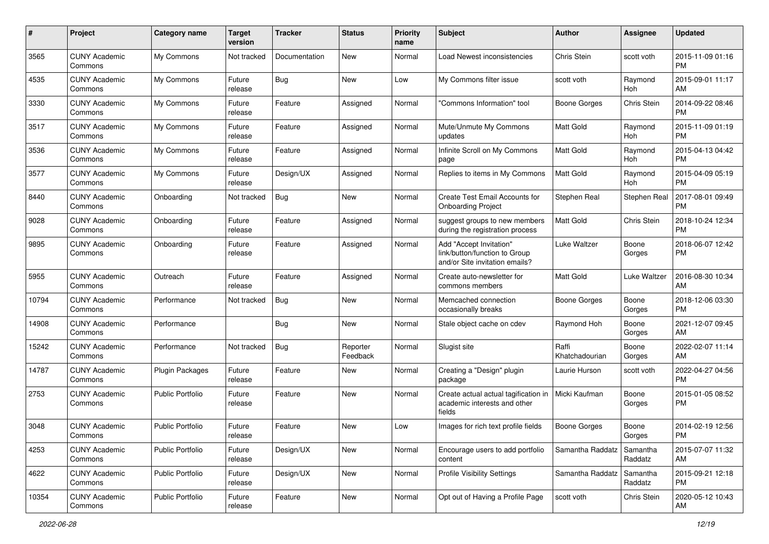| # | Project | Category name | Target version | Tracker | Status | Priority name | Subject | Author | Assignee | Updated |
|---|---|---|---|---|---|---|---|---|---|---|
| 3565 | CUNY Academic Commons | My Commons | Not tracked | Documentation | New | Normal | Load Newest inconsistencies | Chris Stein | scott voth | 2015-11-09 01:16 PM |
| 4535 | CUNY Academic Commons | My Commons | Future release | Bug | New | Low | My Commons filter issue | scott voth | Raymond Hoh | 2015-09-01 11:17 AM |
| 3330 | CUNY Academic Commons | My Commons | Future release | Feature | Assigned | Normal | "Commons Information" tool | Boone Gorges | Chris Stein | 2014-09-22 08:46 PM |
| 3517 | CUNY Academic Commons | My Commons | Future release | Feature | Assigned | Normal | Mute/Unmute My Commons updates | Matt Gold | Raymond Hoh | 2015-11-09 01:19 PM |
| 3536 | CUNY Academic Commons | My Commons | Future release | Feature | Assigned | Normal | Infinite Scroll on My Commons page | Matt Gold | Raymond Hoh | 2015-04-13 04:42 PM |
| 3577 | CUNY Academic Commons | My Commons | Future release | Design/UX | Assigned | Normal | Replies to items in My Commons | Matt Gold | Raymond Hoh | 2015-04-09 05:19 PM |
| 8440 | CUNY Academic Commons | Onboarding | Not tracked | Bug | New | Normal | Create Test Email Accounts for Onboarding Project | Stephen Real | Stephen Real | 2017-08-01 09:49 PM |
| 9028 | CUNY Academic Commons | Onboarding | Future release | Feature | Assigned | Normal | suggest groups to new members during the registration process | Matt Gold | Chris Stein | 2018-10-24 12:34 PM |
| 9895 | CUNY Academic Commons | Onboarding | Future release | Feature | Assigned | Normal | Add "Accept Invitation" link/button/function to Group and/or Site invitation emails? | Luke Waltzer | Boone Gorges | 2018-06-07 12:42 PM |
| 5955 | CUNY Academic Commons | Outreach | Future release | Feature | Assigned | Normal | Create auto-newsletter for commons members | Matt Gold | Luke Waltzer | 2016-08-30 10:34 AM |
| 10794 | CUNY Academic Commons | Performance | Not tracked | Bug | New | Normal | Memcached connection occasionally breaks | Boone Gorges | Boone Gorges | 2018-12-06 03:30 PM |
| 14908 | CUNY Academic Commons | Performance | | Bug | New | Normal | Stale object cache on cdev | Raymond Hoh | Boone Gorges | 2021-12-07 09:45 AM |
| 15242 | CUNY Academic Commons | Performance | Not tracked | Bug | Reporter Feedback | Normal | Slugist site | Raffi Khatchadourian | Boone Gorges | 2022-02-07 11:14 AM |
| 14787 | CUNY Academic Commons | Plugin Packages | Future release | Feature | New | Normal | Creating a "Design" plugin package | Laurie Hurson | scott voth | 2022-04-27 04:56 PM |
| 2753 | CUNY Academic Commons | Public Portfolio | Future release | Feature | New | Normal | Create actual actual tagification in academic interests and other fields | Micki Kaufman | Boone Gorges | 2015-01-05 08:52 PM |
| 3048 | CUNY Academic Commons | Public Portfolio | Future release | Feature | New | Low | Images for rich text profile fields | Boone Gorges | Boone Gorges | 2014-02-19 12:56 PM |
| 4253 | CUNY Academic Commons | Public Portfolio | Future release | Design/UX | New | Normal | Encourage users to add portfolio content | Samantha Raddatz | Samantha Raddatz | 2015-07-07 11:32 AM |
| 4622 | CUNY Academic Commons | Public Portfolio | Future release | Design/UX | New | Normal | Profile Visibility Settings | Samantha Raddatz | Samantha Raddatz | 2015-09-21 12:18 PM |
| 10354 | CUNY Academic Commons | Public Portfolio | Future release | Feature | New | Normal | Opt out of Having a Profile Page | scott voth | Chris Stein | 2020-05-12 10:43 AM |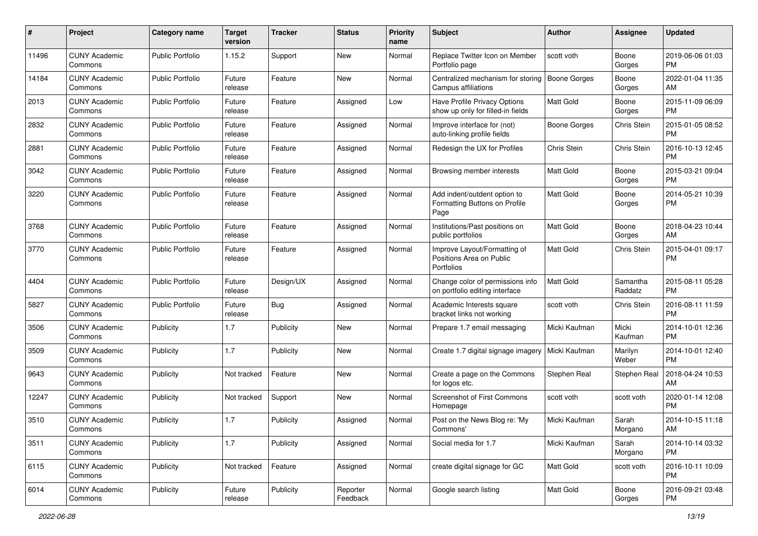| # | Project | Category name | Target version | Tracker | Status | Priority name | Subject | Author | Assignee | Updated |
|---|---|---|---|---|---|---|---|---|---|---|
| 11496 | CUNY Academic Commons | Public Portfolio | 1.15.2 | Support | New | Normal | Replace Twitter Icon on Member Portfolio page | scott voth | Boone Gorges | 2019-06-06 01:03 PM |
| 14184 | CUNY Academic Commons | Public Portfolio | Future release | Feature | New | Normal | Centralized mechanism for storing Campus affiliations | Boone Gorges | Boone Gorges | 2022-01-04 11:35 AM |
| 2013 | CUNY Academic Commons | Public Portfolio | Future release | Feature | Assigned | Low | Have Profile Privacy Options show up only for filled-in fields | Matt Gold | Boone Gorges | 2015-11-09 06:09 PM |
| 2832 | CUNY Academic Commons | Public Portfolio | Future release | Feature | Assigned | Normal | Improve interface for (not) auto-linking profile fields | Boone Gorges | Chris Stein | 2015-01-05 08:52 PM |
| 2881 | CUNY Academic Commons | Public Portfolio | Future release | Feature | Assigned | Normal | Redesign the UX for Profiles | Chris Stein | Chris Stein | 2016-10-13 12:45 PM |
| 3042 | CUNY Academic Commons | Public Portfolio | Future release | Feature | Assigned | Normal | Browsing member interests | Matt Gold | Boone Gorges | 2015-03-21 09:04 PM |
| 3220 | CUNY Academic Commons | Public Portfolio | Future release | Feature | Assigned | Normal | Add indent/outdent option to Formatting Buttons on Profile Page | Matt Gold | Boone Gorges | 2014-05-21 10:39 PM |
| 3768 | CUNY Academic Commons | Public Portfolio | Future release | Feature | Assigned | Normal | Institutions/Past positions on public portfolios | Matt Gold | Boone Gorges | 2018-04-23 10:44 AM |
| 3770 | CUNY Academic Commons | Public Portfolio | Future release | Feature | Assigned | Normal | Improve Layout/Formatting of Positions Area on Public Portfolios | Matt Gold | Chris Stein | 2015-04-01 09:17 PM |
| 4404 | CUNY Academic Commons | Public Portfolio | Future release | Design/UX | Assigned | Normal | Change color of permissions info on portfolio editing interface | Matt Gold | Samantha Raddatz | 2015-08-11 05:28 PM |
| 5827 | CUNY Academic Commons | Public Portfolio | Future release | Bug | Assigned | Normal | Academic Interests square bracket links not working | scott voth | Chris Stein | 2016-08-11 11:59 PM |
| 3506 | CUNY Academic Commons | Publicity | 1.7 | Publicity | New | Normal | Prepare 1.7 email messaging | Micki Kaufman | Micki Kaufman | 2014-10-01 12:36 PM |
| 3509 | CUNY Academic Commons | Publicity | 1.7 | Publicity | New | Normal | Create 1.7 digital signage imagery | Micki Kaufman | Marilyn Weber | 2014-10-01 12:40 PM |
| 9643 | CUNY Academic Commons | Publicity | Not tracked | Feature | New | Normal | Create a page on the Commons for logos etc. | Stephen Real | Stephen Real | 2018-04-24 10:53 AM |
| 12247 | CUNY Academic Commons | Publicity | Not tracked | Support | New | Normal | Screenshot of First Commons Homepage | scott voth | scott voth | 2020-01-14 12:08 PM |
| 3510 | CUNY Academic Commons | Publicity | 1.7 | Publicity | Assigned | Normal | Post on the News Blog re: 'My Commons' | Micki Kaufman | Sarah Morgano | 2014-10-15 11:18 AM |
| 3511 | CUNY Academic Commons | Publicity | 1.7 | Publicity | Assigned | Normal | Social media for 1.7 | Micki Kaufman | Sarah Morgano | 2014-10-14 03:32 PM |
| 6115 | CUNY Academic Commons | Publicity | Not tracked | Feature | Assigned | Normal | create digital signage for GC | Matt Gold | scott voth | 2016-10-11 10:09 PM |
| 6014 | CUNY Academic Commons | Publicity | Future release | Publicity | Reporter Feedback | Normal | Google search listing | Matt Gold | Boone Gorges | 2016-09-21 03:48 PM |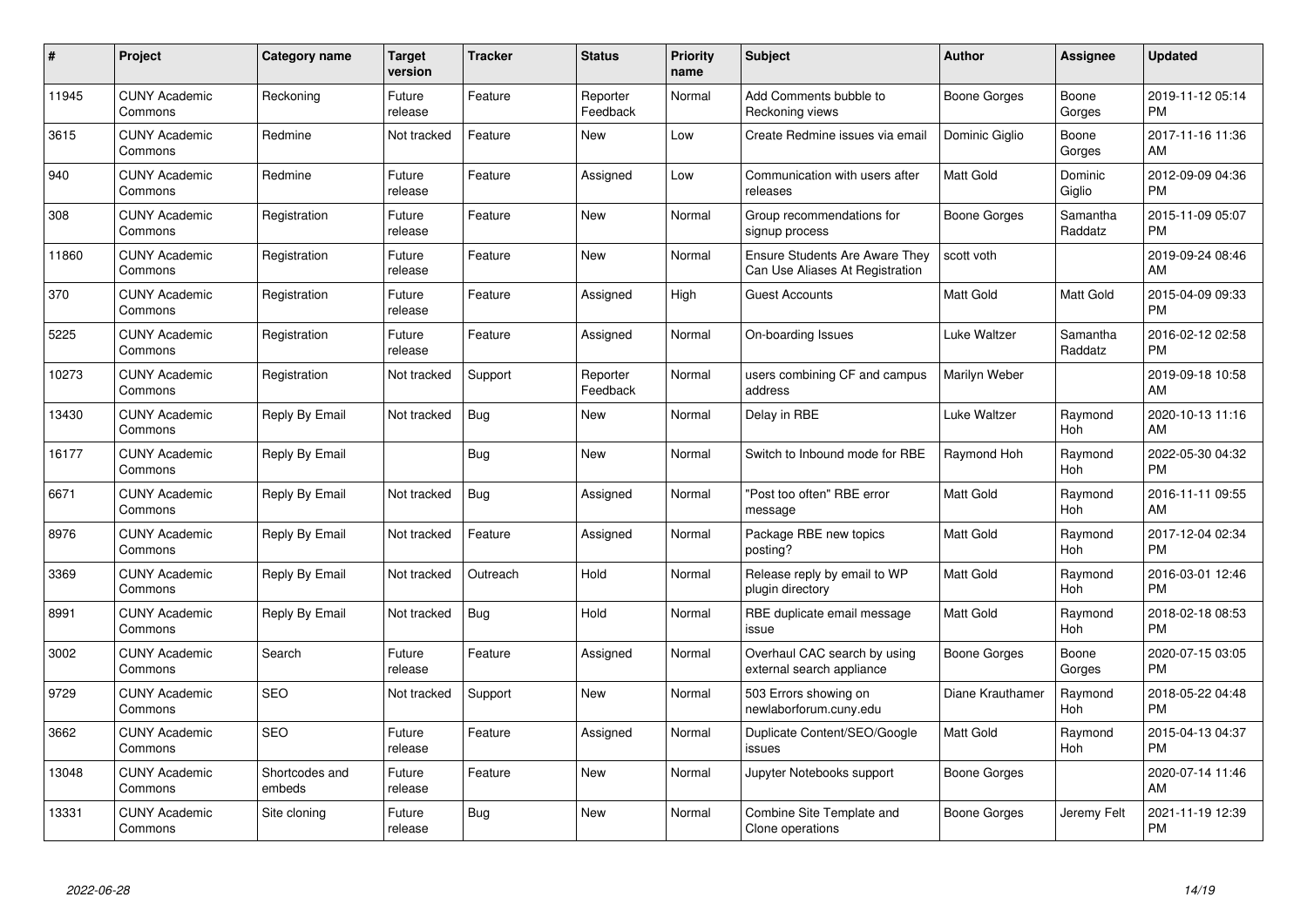| # | Project | Category name | Target version | Tracker | Status | Priority name | Subject | Author | Assignee | Updated |
|---|---|---|---|---|---|---|---|---|---|---|
| 11945 | CUNY Academic Commons | Reckoning | Future release | Feature | Reporter Feedback | Normal | Add Comments bubble to Reckoning views | Boone Gorges | Boone Gorges | 2019-11-12 05:14 PM |
| 3615 | CUNY Academic Commons | Redmine | Not tracked | Feature | New | Low | Create Redmine issues via email | Dominic Giglio | Boone Gorges | 2017-11-16 11:36 AM |
| 940 | CUNY Academic Commons | Redmine | Future release | Feature | Assigned | Low | Communication with users after releases | Matt Gold | Dominic Giglio | 2012-09-09 04:36 PM |
| 308 | CUNY Academic Commons | Registration | Future release | Feature | New | Normal | Group recommendations for signup process | Boone Gorges | Samantha Raddatz | 2015-11-09 05:07 PM |
| 11860 | CUNY Academic Commons | Registration | Future release | Feature | New | Normal | Ensure Students Are Aware They Can Use Aliases At Registration | scott voth | | 2019-09-24 08:46 AM |
| 370 | CUNY Academic Commons | Registration | Future release | Feature | Assigned | High | Guest Accounts | Matt Gold | Matt Gold | 2015-04-09 09:33 PM |
| 5225 | CUNY Academic Commons | Registration | Future release | Feature | Assigned | Normal | On-boarding Issues | Luke Waltzer | Samantha Raddatz | 2016-02-12 02:58 PM |
| 10273 | CUNY Academic Commons | Registration | Not tracked | Support | Reporter Feedback | Normal | users combining CF and campus address | Marilyn Weber | | 2019-09-18 10:58 AM |
| 13430 | CUNY Academic Commons | Reply By Email | Not tracked | Bug | New | Normal | Delay in RBE | Luke Waltzer | Raymond Hoh | 2020-10-13 11:16 AM |
| 16177 | CUNY Academic Commons | Reply By Email | | Bug | New | Normal | Switch to Inbound mode for RBE | Raymond Hoh | Raymond Hoh | 2022-05-30 04:32 PM |
| 6671 | CUNY Academic Commons | Reply By Email | Not tracked | Bug | Assigned | Normal | "Post too often" RBE error message | Matt Gold | Raymond Hoh | 2016-11-11 09:55 AM |
| 8976 | CUNY Academic Commons | Reply By Email | Not tracked | Feature | Assigned | Normal | Package RBE new topics posting? | Matt Gold | Raymond Hoh | 2017-12-04 02:34 PM |
| 3369 | CUNY Academic Commons | Reply By Email | Not tracked | Outreach | Hold | Normal | Release reply by email to WP plugin directory | Matt Gold | Raymond Hoh | 2016-03-01 12:46 PM |
| 8991 | CUNY Academic Commons | Reply By Email | Not tracked | Bug | Hold | Normal | RBE duplicate email message issue | Matt Gold | Raymond Hoh | 2018-02-18 08:53 PM |
| 3002 | CUNY Academic Commons | Search | Future release | Feature | Assigned | Normal | Overhaul CAC search by using external search appliance | Boone Gorges | Boone Gorges | 2020-07-15 03:05 PM |
| 9729 | CUNY Academic Commons | SEO | Not tracked | Support | New | Normal | 503 Errors showing on newlaborforum.cuny.edu | Diane Krauthamer | Raymond Hoh | 2018-05-22 04:48 PM |
| 3662 | CUNY Academic Commons | SEO | Future release | Feature | Assigned | Normal | Duplicate Content/SEO/Google issues | Matt Gold | Raymond Hoh | 2015-04-13 04:37 PM |
| 13048 | CUNY Academic Commons | Shortcodes and embeds | Future release | Feature | New | Normal | Jupyter Notebooks support | Boone Gorges | | 2020-07-14 11:46 AM |
| 13331 | CUNY Academic Commons | Site cloning | Future release | Bug | New | Normal | Combine Site Template and Clone operations | Boone Gorges | Jeremy Felt | 2021-11-19 12:39 PM |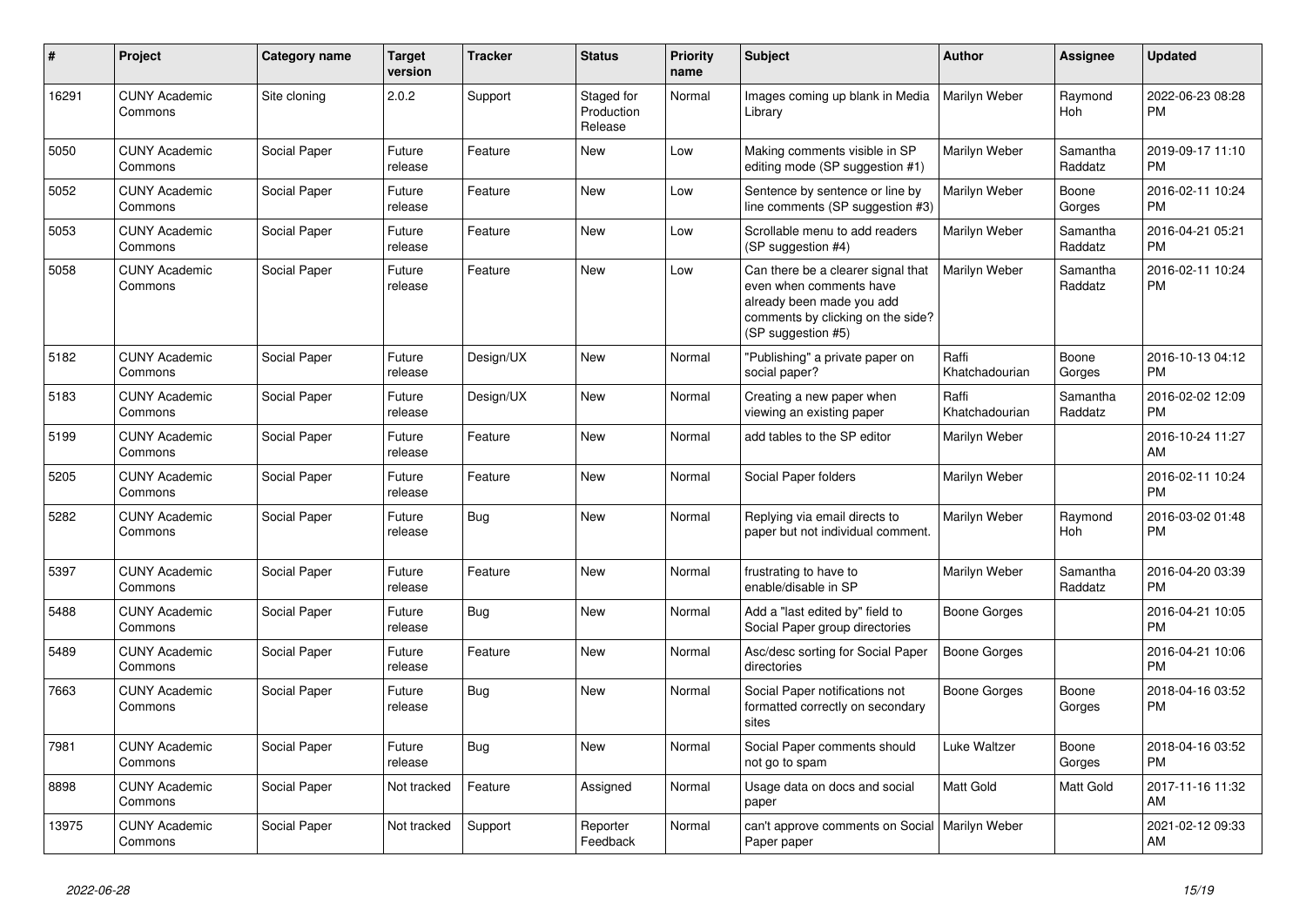| # | Project | Category name | Target version | Tracker | Status | Priority name | Subject | Author | Assignee | Updated |
|---|---|---|---|---|---|---|---|---|---|---|
| 16291 | CUNY Academic Commons | Site cloning | 2.0.2 | Support | Staged for Production Release | Normal | Images coming up blank in Media Library | Marilyn Weber | Raymond Hoh | 2022-06-23 08:28 PM |
| 5050 | CUNY Academic Commons | Social Paper | Future release | Feature | New | Low | Making comments visible in SP editing mode (SP suggestion #1) | Marilyn Weber | Samantha Raddatz | 2019-09-17 11:10 PM |
| 5052 | CUNY Academic Commons | Social Paper | Future release | Feature | New | Low | Sentence by sentence or line by line comments (SP suggestion #3) | Marilyn Weber | Boone Gorges | 2016-02-11 10:24 PM |
| 5053 | CUNY Academic Commons | Social Paper | Future release | Feature | New | Low | Scrollable menu to add readers (SP suggestion #4) | Marilyn Weber | Samantha Raddatz | 2016-04-21 05:21 PM |
| 5058 | CUNY Academic Commons | Social Paper | Future release | Feature | New | Low | Can there be a clearer signal that even when comments have already been made you add comments by clicking on the side? (SP suggestion #5) | Marilyn Weber | Samantha Raddatz | 2016-02-11 10:24 PM |
| 5182 | CUNY Academic Commons | Social Paper | Future release | Design/UX | New | Normal | "Publishing" a private paper on social paper? | Raffi Khatchadourian | Boone Gorges | 2016-10-13 04:12 PM |
| 5183 | CUNY Academic Commons | Social Paper | Future release | Design/UX | New | Normal | Creating a new paper when viewing an existing paper | Raffi Khatchadourian | Samantha Raddatz | 2016-02-02 12:09 PM |
| 5199 | CUNY Academic Commons | Social Paper | Future release | Feature | New | Normal | add tables to the SP editor | Marilyn Weber | | 2016-10-24 11:27 AM |
| 5205 | CUNY Academic Commons | Social Paper | Future release | Feature | New | Normal | Social Paper folders | Marilyn Weber | | 2016-02-11 10:24 PM |
| 5282 | CUNY Academic Commons | Social Paper | Future release | Bug | New | Normal | Replying via email directs to paper but not individual comment. | Marilyn Weber | Raymond Hoh | 2016-03-02 01:48 PM |
| 5397 | CUNY Academic Commons | Social Paper | Future release | Feature | New | Normal | frustrating to have to enable/disable in SP | Marilyn Weber | Samantha Raddatz | 2016-04-20 03:39 PM |
| 5488 | CUNY Academic Commons | Social Paper | Future release | Bug | New | Normal | Add a "last edited by" field to Social Paper group directories | Boone Gorges | | 2016-04-21 10:05 PM |
| 5489 | CUNY Academic Commons | Social Paper | Future release | Feature | New | Normal | Asc/desc sorting for Social Paper directories | Boone Gorges | | 2016-04-21 10:06 PM |
| 7663 | CUNY Academic Commons | Social Paper | Future release | Bug | New | Normal | Social Paper notifications not formatted correctly on secondary sites | Boone Gorges | Boone Gorges | 2018-04-16 03:52 PM |
| 7981 | CUNY Academic Commons | Social Paper | Future release | Bug | New | Normal | Social Paper comments should not go to spam | Luke Waltzer | Boone Gorges | 2018-04-16 03:52 PM |
| 8898 | CUNY Academic Commons | Social Paper | Not tracked | Feature | Assigned | Normal | Usage data on docs and social paper | Matt Gold | Matt Gold | 2017-11-16 11:32 AM |
| 13975 | CUNY Academic Commons | Social Paper | Not tracked | Support | Reporter Feedback | Normal | can't approve comments on Social Paper paper | Marilyn Weber | | 2021-02-12 09:33 AM |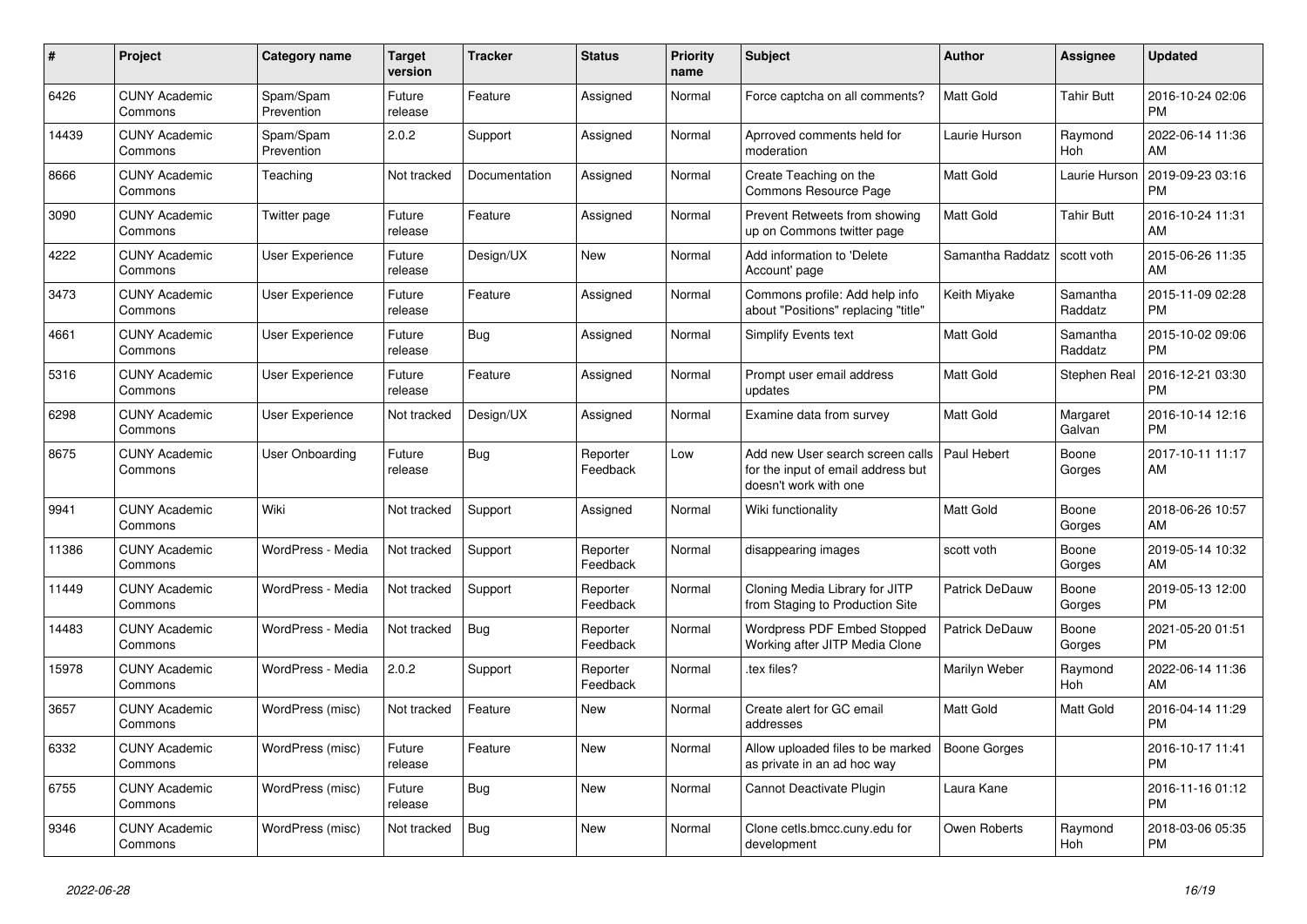| # | Project | Category name | Target version | Tracker | Status | Priority name | Subject | Author | Assignee | Updated |
|---|---|---|---|---|---|---|---|---|---|---|
| 6426 | CUNY Academic Commons | Spam/Spam Prevention | Future release | Feature | Assigned | Normal | Force captcha on all comments? | Matt Gold | Tahir Butt | 2016-10-24 02:06 PM |
| 14439 | CUNY Academic Commons | Spam/Spam Prevention | 2.0.2 | Support | Assigned | Normal | Aprroved comments held for moderation | Laurie Hurson | Raymond Hoh | 2022-06-14 11:36 AM |
| 8666 | CUNY Academic Commons | Teaching | Not tracked | Documentation | Assigned | Normal | Create Teaching on the Commons Resource Page | Matt Gold | Laurie Hurson | 2019-09-23 03:16 PM |
| 3090 | CUNY Academic Commons | Twitter page | Future release | Feature | Assigned | Normal | Prevent Retweets from showing up on Commons twitter page | Matt Gold | Tahir Butt | 2016-10-24 11:31 AM |
| 4222 | CUNY Academic Commons | User Experience | Future release | Design/UX | New | Normal | Add information to 'Delete Account' page | Samantha Raddatz | scott voth | 2015-06-26 11:35 AM |
| 3473 | CUNY Academic Commons | User Experience | Future release | Feature | Assigned | Normal | Commons profile: Add help info about "Positions" replacing "title" | Keith Miyake | Samantha Raddatz | 2015-11-09 02:28 PM |
| 4661 | CUNY Academic Commons | User Experience | Future release | Bug | Assigned | Normal | Simplify Events text | Matt Gold | Samantha Raddatz | 2015-10-02 09:06 PM |
| 5316 | CUNY Academic Commons | User Experience | Future release | Feature | Assigned | Normal | Prompt user email address updates | Matt Gold | Stephen Real | 2016-12-21 03:30 PM |
| 6298 | CUNY Academic Commons | User Experience | Not tracked | Design/UX | Assigned | Normal | Examine data from survey | Matt Gold | Margaret Galvan | 2016-10-14 12:16 PM |
| 8675 | CUNY Academic Commons | User Onboarding | Future release | Bug | Reporter Feedback | Low | Add new User search screen calls for the input of email address but doesn't work with one | Paul Hebert | Boone Gorges | 2017-10-11 11:17 AM |
| 9941 | CUNY Academic Commons | Wiki | Not tracked | Support | Assigned | Normal | Wiki functionality | Matt Gold | Boone Gorges | 2018-06-26 10:57 AM |
| 11386 | CUNY Academic Commons | WordPress - Media | Not tracked | Support | Reporter Feedback | Normal | disappearing images | scott voth | Boone Gorges | 2019-05-14 10:32 AM |
| 11449 | CUNY Academic Commons | WordPress - Media | Not tracked | Support | Reporter Feedback | Normal | Cloning Media Library for JITP from Staging to Production Site | Patrick DeDauw | Boone Gorges | 2019-05-13 12:00 PM |
| 14483 | CUNY Academic Commons | WordPress - Media | Not tracked | Bug | Reporter Feedback | Normal | Wordpress PDF Embed Stopped Working after JITP Media Clone | Patrick DeDauw | Boone Gorges | 2021-05-20 01:51 PM |
| 15978 | CUNY Academic Commons | WordPress - Media | 2.0.2 | Support | Reporter Feedback | Normal | .tex files? | Marilyn Weber | Raymond Hoh | 2022-06-14 11:36 AM |
| 3657 | CUNY Academic Commons | WordPress (misc) | Not tracked | Feature | New | Normal | Create alert for GC email addresses | Matt Gold | Matt Gold | 2016-04-14 11:29 PM |
| 6332 | CUNY Academic Commons | WordPress (misc) | Future release | Feature | New | Normal | Allow uploaded files to be marked as private in an ad hoc way | Boone Gorges | | 2016-10-17 11:41 PM |
| 6755 | CUNY Academic Commons | WordPress (misc) | Future release | Bug | New | Normal | Cannot Deactivate Plugin | Laura Kane | | 2016-11-16 01:12 PM |
| 9346 | CUNY Academic Commons | WordPress (misc) | Not tracked | Bug | New | Normal | Clone cetls.bmcc.cuny.edu for development | Owen Roberts | Raymond Hoh | 2018-03-06 05:35 PM |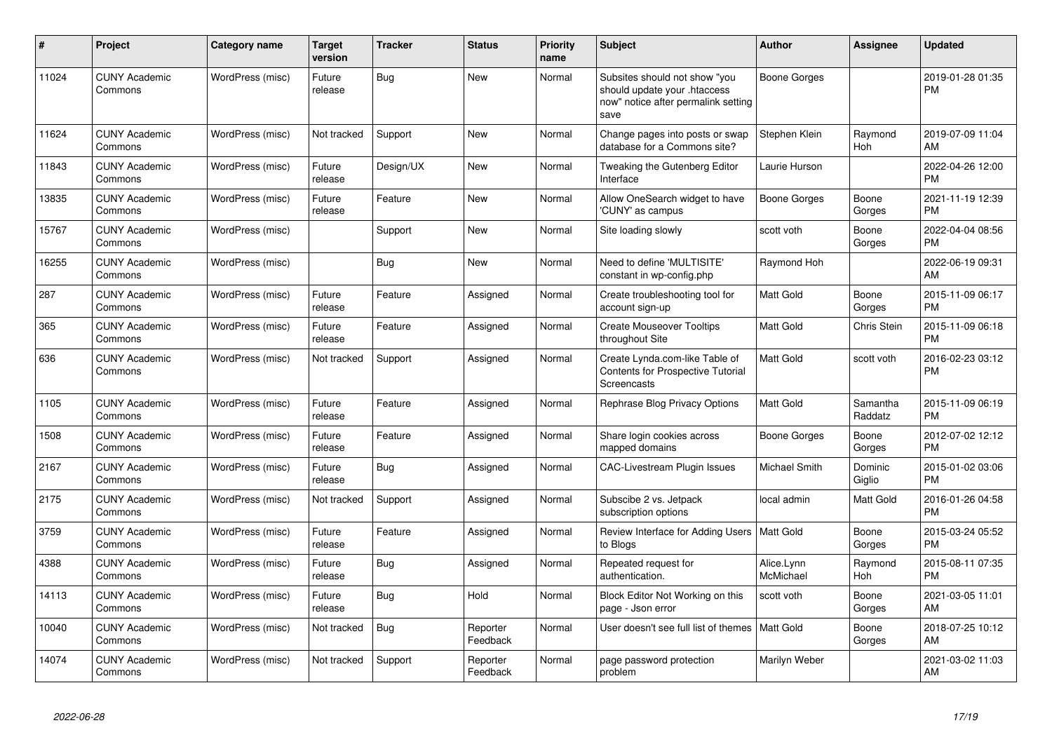| # | Project | Category name | Target version | Tracker | Status | Priority name | Subject | Author | Assignee | Updated |
|---|---|---|---|---|---|---|---|---|---|---|
| 11024 | CUNY Academic Commons | WordPress (misc) | Future release | Bug | New | Normal | Subsites should not show "you should update your .htaccess now" notice after permalink setting save | Boone Gorges | | 2019-01-28 01:35 PM |
| 11624 | CUNY Academic Commons | WordPress (misc) | Not tracked | Support | New | Normal | Change pages into posts or swap database for a Commons site? | Stephen Klein | Raymond Hoh | 2019-07-09 11:04 AM |
| 11843 | CUNY Academic Commons | WordPress (misc) | Future release | Design/UX | New | Normal | Tweaking the Gutenberg Editor Interface | Laurie Hurson | | 2022-04-26 12:00 PM |
| 13835 | CUNY Academic Commons | WordPress (misc) | Future release | Feature | New | Normal | Allow OneSearch widget to have 'CUNY' as campus | Boone Gorges | Boone Gorges | 2021-11-19 12:39 PM |
| 15767 | CUNY Academic Commons | WordPress (misc) | | Support | New | Normal | Site loading slowly | scott voth | Boone Gorges | 2022-04-04 08:56 PM |
| 16255 | CUNY Academic Commons | WordPress (misc) | | Bug | New | Normal | Need to define 'MULTISITE' constant in wp-config.php | Raymond Hoh | | 2022-06-19 09:31 AM |
| 287 | CUNY Academic Commons | WordPress (misc) | Future release | Feature | Assigned | Normal | Create troubleshooting tool for account sign-up | Matt Gold | Boone Gorges | 2015-11-09 06:17 PM |
| 365 | CUNY Academic Commons | WordPress (misc) | Future release | Feature | Assigned | Normal | Create Mouseover Tooltips throughout Site | Matt Gold | Chris Stein | 2015-11-09 06:18 PM |
| 636 | CUNY Academic Commons | WordPress (misc) | Not tracked | Support | Assigned | Normal | Create Lynda.com-like Table of Contents for Prospective Tutorial Screencasts | Matt Gold | scott voth | 2016-02-23 03:12 PM |
| 1105 | CUNY Academic Commons | WordPress (misc) | Future release | Feature | Assigned | Normal | Rephrase Blog Privacy Options | Matt Gold | Samantha Raddatz | 2015-11-09 06:19 PM |
| 1508 | CUNY Academic Commons | WordPress (misc) | Future release | Feature | Assigned | Normal | Share login cookies across mapped domains | Boone Gorges | Boone Gorges | 2012-07-02 12:12 PM |
| 2167 | CUNY Academic Commons | WordPress (misc) | Future release | Bug | Assigned | Normal | CAC-Livestream Plugin Issues | Michael Smith | Dominic Giglio | 2015-01-02 03:06 PM |
| 2175 | CUNY Academic Commons | WordPress (misc) | Not tracked | Support | Assigned | Normal | Subscibe 2 vs. Jetpack subscription options | local admin | Matt Gold | 2016-01-26 04:58 PM |
| 3759 | CUNY Academic Commons | WordPress (misc) | Future release | Feature | Assigned | Normal | Review Interface for Adding Users to Blogs | Matt Gold | Boone Gorges | 2015-03-24 05:52 PM |
| 4388 | CUNY Academic Commons | WordPress (misc) | Future release | Bug | Assigned | Normal | Repeated request for authentication. | Alice.Lynn McMichael | Raymond Hoh | 2015-08-11 07:35 PM |
| 14113 | CUNY Academic Commons | WordPress (misc) | Future release | Bug | Hold | Normal | Block Editor Not Working on this page - Json error | scott voth | Boone Gorges | 2021-03-05 11:01 AM |
| 10040 | CUNY Academic Commons | WordPress (misc) | Not tracked | Bug | Reporter Feedback | Normal | User doesn't see full list of themes | Matt Gold | Boone Gorges | 2018-07-25 10:12 AM |
| 14074 | CUNY Academic Commons | WordPress (misc) | Not tracked | Support | Reporter Feedback | Normal | page password protection problem | Marilyn Weber | | 2021-03-02 11:03 AM |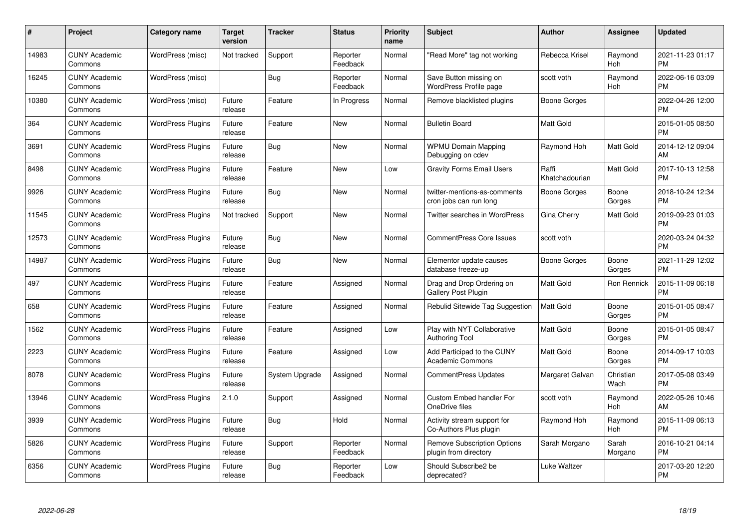| # | Project | Category name | Target version | Tracker | Status | Priority name | Subject | Author | Assignee | Updated |
|---|---|---|---|---|---|---|---|---|---|---|
| 14983 | CUNY Academic Commons | WordPress (misc) | Not tracked | Support | Reporter Feedback | Normal | "Read More" tag not working | Rebecca Krisel | Raymond Hoh | 2021-11-23 01:17 PM |
| 16245 | CUNY Academic Commons | WordPress (misc) | | Bug | Reporter Feedback | Normal | Save Button missing on WordPress Profile page | scott voth | Raymond Hoh | 2022-06-16 03:09 PM |
| 10380 | CUNY Academic Commons | WordPress (misc) | Future release | Feature | In Progress | Normal | Remove blacklisted plugins | Boone Gorges | | 2022-04-26 12:00 PM |
| 364 | CUNY Academic Commons | WordPress Plugins | Future release | Feature | New | Normal | Bulletin Board | Matt Gold | | 2015-01-05 08:50 PM |
| 3691 | CUNY Academic Commons | WordPress Plugins | Future release | Bug | New | Normal | WPMU Domain Mapping Debugging on cdev | Raymond Hoh | Matt Gold | 2014-12-12 09:04 AM |
| 8498 | CUNY Academic Commons | WordPress Plugins | Future release | Feature | New | Low | Gravity Forms Email Users | Raffi Khatchadourian | Matt Gold | 2017-10-13 12:58 PM |
| 9926 | CUNY Academic Commons | WordPress Plugins | Future release | Bug | New | Normal | twitter-mentions-as-comments cron jobs can run long | Boone Gorges | Boone Gorges | 2018-10-24 12:34 PM |
| 11545 | CUNY Academic Commons | WordPress Plugins | Not tracked | Support | New | Normal | Twitter searches in WordPress | Gina Cherry | Matt Gold | 2019-09-23 01:03 PM |
| 12573 | CUNY Academic Commons | WordPress Plugins | Future release | Bug | New | Normal | CommentPress Core Issues | scott voth | | 2020-03-24 04:32 PM |
| 14987 | CUNY Academic Commons | WordPress Plugins | Future release | Bug | New | Normal | Elementor update causes database freeze-up | Boone Gorges | Boone Gorges | 2021-11-29 12:02 PM |
| 497 | CUNY Academic Commons | WordPress Plugins | Future release | Feature | Assigned | Normal | Drag and Drop Ordering on Gallery Post Plugin | Matt Gold | Ron Rennick | 2015-11-09 06:18 PM |
| 658 | CUNY Academic Commons | WordPress Plugins | Future release | Feature | Assigned | Normal | Rebulid Sitewide Tag Suggestion | Matt Gold | Boone Gorges | 2015-01-05 08:47 PM |
| 1562 | CUNY Academic Commons | WordPress Plugins | Future release | Feature | Assigned | Low | Play with NYT Collaborative Authoring Tool | Matt Gold | Boone Gorges | 2015-01-05 08:47 PM |
| 2223 | CUNY Academic Commons | WordPress Plugins | Future release | Feature | Assigned | Low | Add Participad to the CUNY Academic Commons | Matt Gold | Boone Gorges | 2014-09-17 10:03 PM |
| 8078 | CUNY Academic Commons | WordPress Plugins | Future release | System Upgrade | Assigned | Normal | CommentPress Updates | Margaret Galvan | Christian Wach | 2017-05-08 03:49 PM |
| 13946 | CUNY Academic Commons | WordPress Plugins | 2.1.0 | Support | Assigned | Normal | Custom Embed handler For OneDrive files | scott voth | Raymond Hoh | 2022-05-26 10:46 AM |
| 3939 | CUNY Academic Commons | WordPress Plugins | Future release | Bug | Hold | Normal | Activity stream support for Co-Authors Plus plugin | Raymond Hoh | Raymond Hoh | 2015-11-09 06:13 PM |
| 5826 | CUNY Academic Commons | WordPress Plugins | Future release | Support | Reporter Feedback | Normal | Remove Subscription Options plugin from directory | Sarah Morgano | Sarah Morgano | 2016-10-21 04:14 PM |
| 6356 | CUNY Academic Commons | WordPress Plugins | Future release | Bug | Reporter Feedback | Low | Should Subscribe2 be deprecated? | Luke Waltzer | | 2017-03-20 12:20 PM |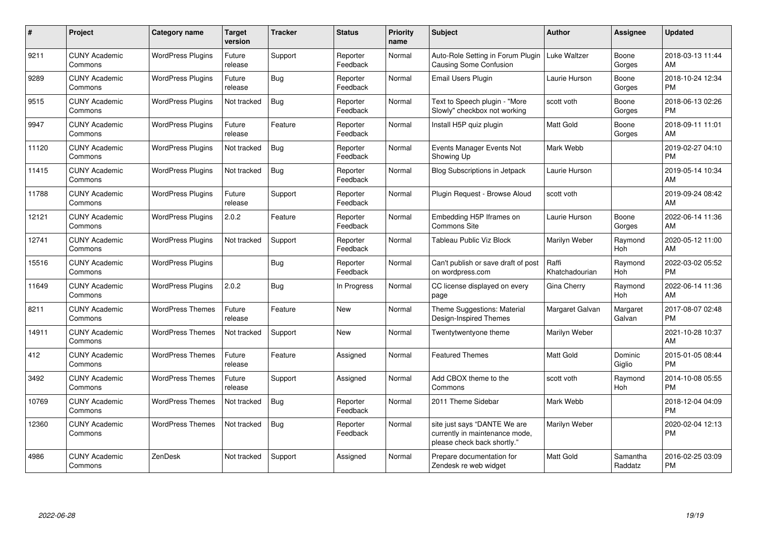| # | Project | Category name | Target version | Tracker | Status | Priority name | Subject | Author | Assignee | Updated |
|---|---|---|---|---|---|---|---|---|---|---|
| 9211 | CUNY Academic Commons | WordPress Plugins | Future release | Support | Reporter Feedback | Normal | Auto-Role Setting in Forum Plugin Causing Some Confusion | Luke Waltzer | Boone Gorges | 2018-03-13 11:44 AM |
| 9289 | CUNY Academic Commons | WordPress Plugins | Future release | Bug | Reporter Feedback | Normal | Email Users Plugin | Laurie Hurson | Boone Gorges | 2018-10-24 12:34 PM |
| 9515 | CUNY Academic Commons | WordPress Plugins | Not tracked | Bug | Reporter Feedback | Normal | Text to Speech plugin - "More Slowly" checkbox not working | scott voth | Boone Gorges | 2018-06-13 02:26 PM |
| 9947 | CUNY Academic Commons | WordPress Plugins | Future release | Feature | Reporter Feedback | Normal | Install H5P quiz plugin | Matt Gold | Boone Gorges | 2018-09-11 11:01 AM |
| 11120 | CUNY Academic Commons | WordPress Plugins | Not tracked | Bug | Reporter Feedback | Normal | Events Manager Events Not Showing Up | Mark Webb | | 2019-02-27 04:10 PM |
| 11415 | CUNY Academic Commons | WordPress Plugins | Not tracked | Bug | Reporter Feedback | Normal | Blog Subscriptions in Jetpack | Laurie Hurson | | 2019-05-14 10:34 AM |
| 11788 | CUNY Academic Commons | WordPress Plugins | Future release | Support | Reporter Feedback | Normal | Plugin Request - Browse Aloud | scott voth | | 2019-09-24 08:42 AM |
| 12121 | CUNY Academic Commons | WordPress Plugins | 2.0.2 | Feature | Reporter Feedback | Normal | Embedding H5P Iframes on Commons Site | Laurie Hurson | Boone Gorges | 2022-06-14 11:36 AM |
| 12741 | CUNY Academic Commons | WordPress Plugins | Not tracked | Support | Reporter Feedback | Normal | Tableau Public Viz Block | Marilyn Weber | Raymond Hoh | 2020-05-12 11:00 AM |
| 15516 | CUNY Academic Commons | WordPress Plugins | | Bug | Reporter Feedback | Normal | Can't publish or save draft of post on wordpress.com | Raffi Khatchadourian | Raymond Hoh | 2022-03-02 05:52 PM |
| 11649 | CUNY Academic Commons | WordPress Plugins | 2.0.2 | Bug | In Progress | Normal | CC license displayed on every page | Gina Cherry | Raymond Hoh | 2022-06-14 11:36 AM |
| 8211 | CUNY Academic Commons | WordPress Themes | Future release | Feature | New | Normal | Theme Suggestions: Material Design-Inspired Themes | Margaret Galvan | Margaret Galvan | 2017-08-07 02:48 PM |
| 14911 | CUNY Academic Commons | WordPress Themes | Not tracked | Support | New | Normal | Twentytwentyone theme | Marilyn Weber | | 2021-10-28 10:37 AM |
| 412 | CUNY Academic Commons | WordPress Themes | Future release | Feature | Assigned | Normal | Featured Themes | Matt Gold | Dominic Giglio | 2015-01-05 08:44 PM |
| 3492 | CUNY Academic Commons | WordPress Themes | Future release | Support | Assigned | Normal | Add CBOX theme to the Commons | scott voth | Raymond Hoh | 2014-10-08 05:55 PM |
| 10769 | CUNY Academic Commons | WordPress Themes | Not tracked | Bug | Reporter Feedback | Normal | 2011 Theme Sidebar | Mark Webb | | 2018-12-04 04:09 PM |
| 12360 | CUNY Academic Commons | WordPress Themes | Not tracked | Bug | Reporter Feedback | Normal | site just says "DANTE We are currently in maintenance mode, please check back shortly." | Marilyn Weber | | 2020-02-04 12:13 PM |
| 4986 | CUNY Academic Commons | ZenDesk | Not tracked | Support | Assigned | Normal | Prepare documentation for Zendesk re web widget | Matt Gold | Samantha Raddatz | 2016-02-25 03:09 PM |